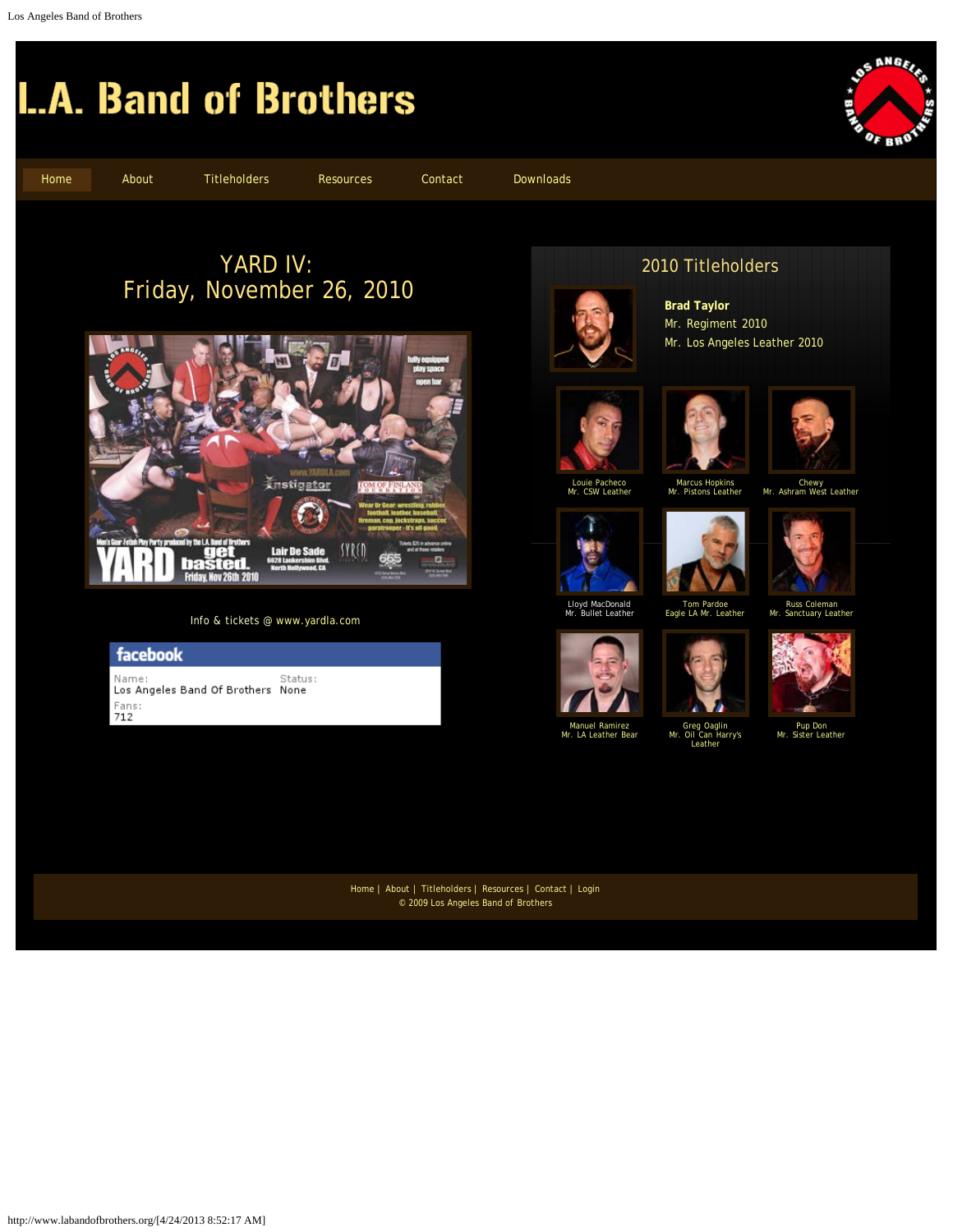# L.A. Band of Brothers

Home | About | Titleholders | Resources | Contact | Downloads

## YARD IV: Friday, November 26, 2010

Info & tickets @ www.yardla.com

**facebook**

Name: Los Angeles Band Of Brothers
Status: None
Fans: 712

## 2010 Titleholders

**Brad Taylor**
Mr. Regiment 2010
Mr. Los Angeles Leather 2010

Louie Pacheco
Mr. CSW Leather

Marcus Hopkins
Mr. Pistons Leather

Chewy
Mr. Ashram West Leather

Lloyd MacDonald
Mr. Bullet Leather

Tom Pardoe
Eagle LA Mr. Leather

Russ Coleman
Mr. Sanctuary Leather

Manuel Ramirez
Mr. LA Leather Bear

Greg Oaglin
Mr. Oil Can Harry's Leather

Pup Don
Mr. Sister Leather

Home | About | Titleholders | Resources | Contact | Login

© 2009 Los Angeles Band of Brothers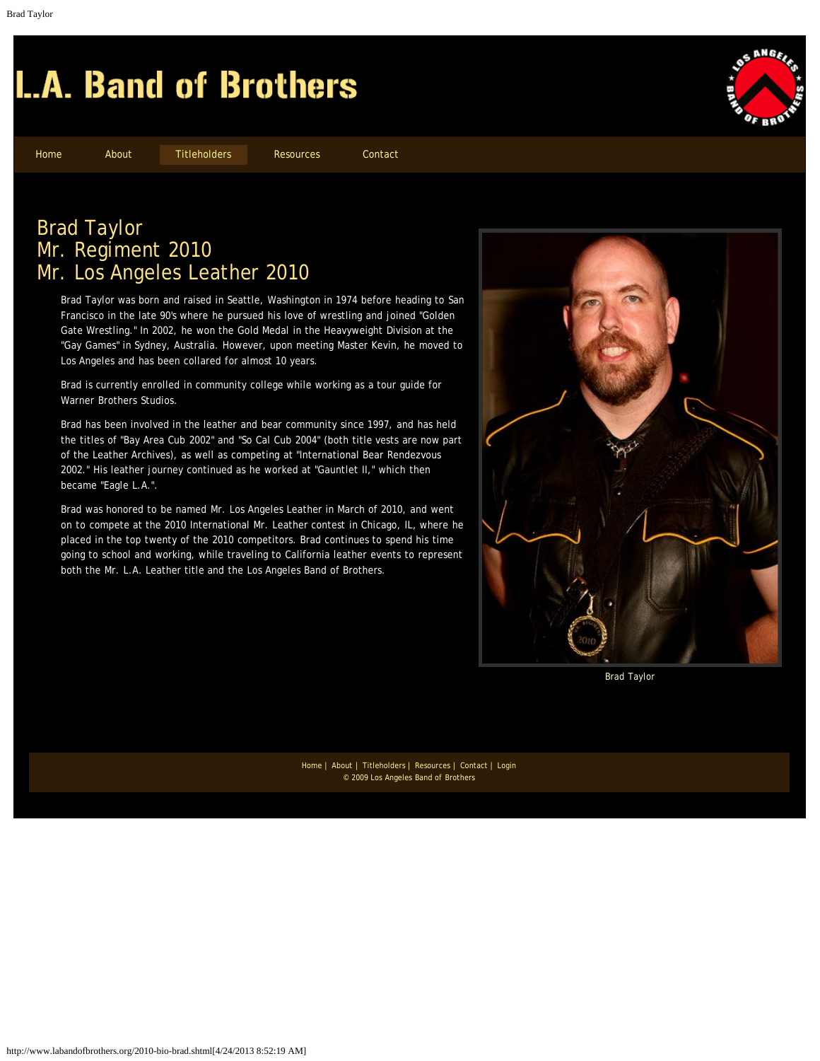# L.A. Band of Brothers

Home About Titleholders Resources Contact

## Brad Taylor
## Mr. Regiment 2010
## Mr. Los Angeles Leather 2010

Brad Taylor was born and raised in Seattle, Washington in 1974 before heading to San Francisco in the late 90's where he pursued his love of wrestling and joined "Golden Gate Wrestling." In 2002, he won the Gold Medal in the Heavyweight Division at the "Gay Games" in Sydney, Australia. However, upon meeting Master Kevin, he moved to Los Angeles and has been collared for almost 10 years.

Brad is currently enrolled in community college while working as a tour guide for Warner Brothers Studios.

Brad has been involved in the leather and bear community since 1997, and has held the titles of "Bay Area Cub 2002" and "So Cal Cub 2004" (both title vests are now part of the Leather Archives), as well as competing at "International Bear Rendezvous 2002." His leather journey continued as he worked at "Gauntlet II," which then became "Eagle L.A.".

Brad was honored to be named Mr. Los Angeles Leather in March of 2010, and went on to compete at the 2010 International Mr. Leather contest in Chicago, IL, where he placed in the top twenty of the 2010 competitors. Brad continues to spend his time going to school and working, while traveling to California leather events to represent both the Mr. L.A. Leather title and the Los Angeles Band of Brothers.

Brad Taylor

Home | About | Titleholders | Resources | Contact | Login
© 2009 Los Angeles Band of Brothers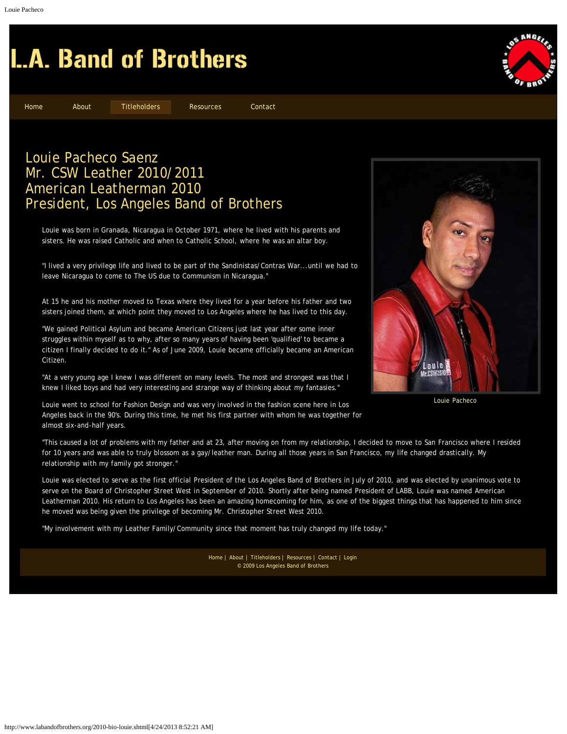# L.A. Band of Brothers

Home About Titleholders Resources Contact

## Louie Pacheco Saenz
## Mr. CSW Leather 2010/2011
## American Leatherman 2010
## President, Los Angeles Band of Brothers

Louie was born in Granada, Nicaragua in October 1971, where he lived with his parents and sisters. He was raised Catholic and when to Catholic School, where he was an altar boy.

"I lived a very privilege life and lived to be part of the Sandinistas/Contras War...until we had to leave Nicaragua to come to The US due to Communism in Nicaragua."

At 15 he and his mother moved to Texas where they lived for a year before his father and two sisters joined them, at which point they moved to Los Angeles where he has lived to this day.

"We gained Political Asylum and became American Citizens just last year after some inner struggles within myself as to why, after so many years of having been 'qualified' to became a citizen I finally decided to do it." As of June 2009, Louie became officially became an American Citizen.

"At a very young age I knew I was different on many levels. The most and strongest was that I knew I liked boys and had very interesting and strange way of thinking about my fantasies."

Louie went to school for Fashion Design and was very involved in the fashion scene here in Los Angeles back in the 90's. During this time, he met his first partner with whom he was together for almost six-and-half years.

Louie Pacheco

"This caused a lot of problems with my father and at 23, after moving on from my relationship, I decided to move to San Francisco where I resided for 10 years and was able to truly blossom as a gay/leather man. During all those years in San Francisco, my life changed drastically. My relationship with my family got stronger."

Louie was elected to serve as the first official President of the Los Angeles Band of Brothers in July of 2010, and was elected by unanimous vote to serve on the Board of Christopher Street West in September of 2010. Shortly after being named President of LABB, Louie was named American Leatherman 2010. His return to Los Angeles has been an amazing homecoming for him, as one of the biggest things that has happened to him since he moved was being given the privilege of becoming Mr. Christopher Street West 2010.

"My involvement with my Leather Family/Community since that moment has truly changed my life today."

Home | About | Titleholders | Resources | Contact | Login
© 2009 Los Angeles Band of Brothers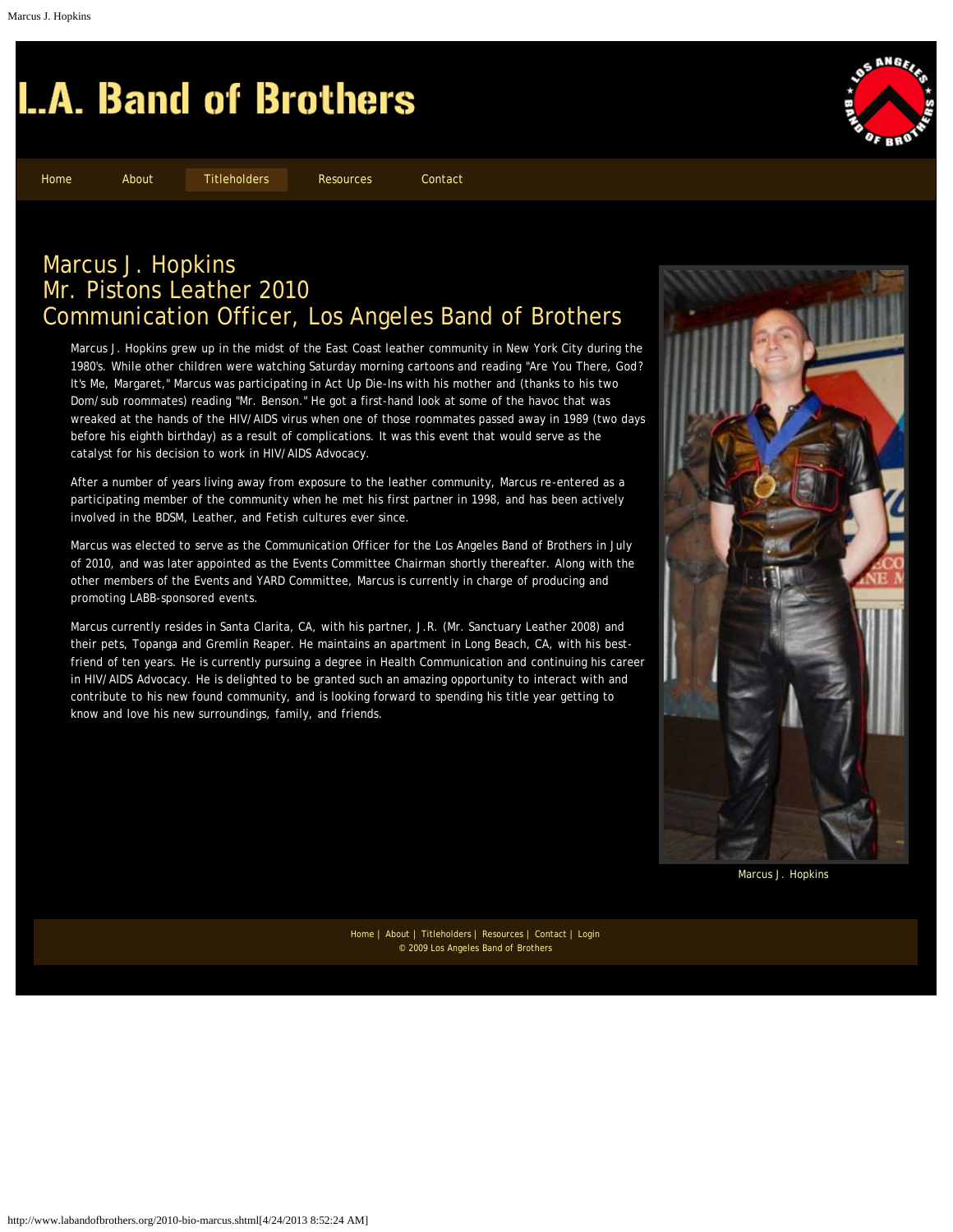# L.A. Band of Brothers

Home | About | Titleholders | Resources | Contact

## Marcus J. Hopkins
## Mr. Pistons Leather 2010
## Communication Officer, Los Angeles Band of Brothers

Marcus J. Hopkins grew up in the midst of the East Coast leather community in New York City during the 1980's. While other children were watching Saturday morning cartoons and reading "Are You There, God? It's Me, Margaret," Marcus was participating in Act Up Die-Ins with his mother and (thanks to his two Dom/sub roommates) reading "Mr. Benson." He got a first-hand look at some of the havoc that was wreaked at the hands of the HIV/AIDS virus when one of those roommates passed away in 1989 (two days before his eighth birthday) as a result of complications. It was this event that would serve as the catalyst for his decision to work in HIV/AIDS Advocacy.

After a number of years living away from exposure to the leather community, Marcus re-entered as a participating member of the community when he met his first partner in 1998, and has been actively involved in the BDSM, Leather, and Fetish cultures ever since.

Marcus was elected to serve as the Communication Officer for the Los Angeles Band of Brothers in July of 2010, and was later appointed as the Events Committee Chairman shortly thereafter. Along with the other members of the Events and YARD Committee, Marcus is currently in charge of producing and promoting LABB-sponsored events.

Marcus currently resides in Santa Clarita, CA, with his partner, J.R. (Mr. Sanctuary Leather 2008) and their pets, Topanga and Gremlin Reaper. He maintains an apartment in Long Beach, CA, with his best-friend of ten years. He is currently pursuing a degree in Health Communication and continuing his career in HIV/AIDS Advocacy. He is delighted to be granted such an amazing opportunity to interact with and contribute to his new found community, and is looking forward to spending his title year getting to know and love his new surroundings, family, and friends.

Marcus J. Hopkins

Home | About | Titleholders | Resources | Contact | Login
© 2009 Los Angeles Band of Brothers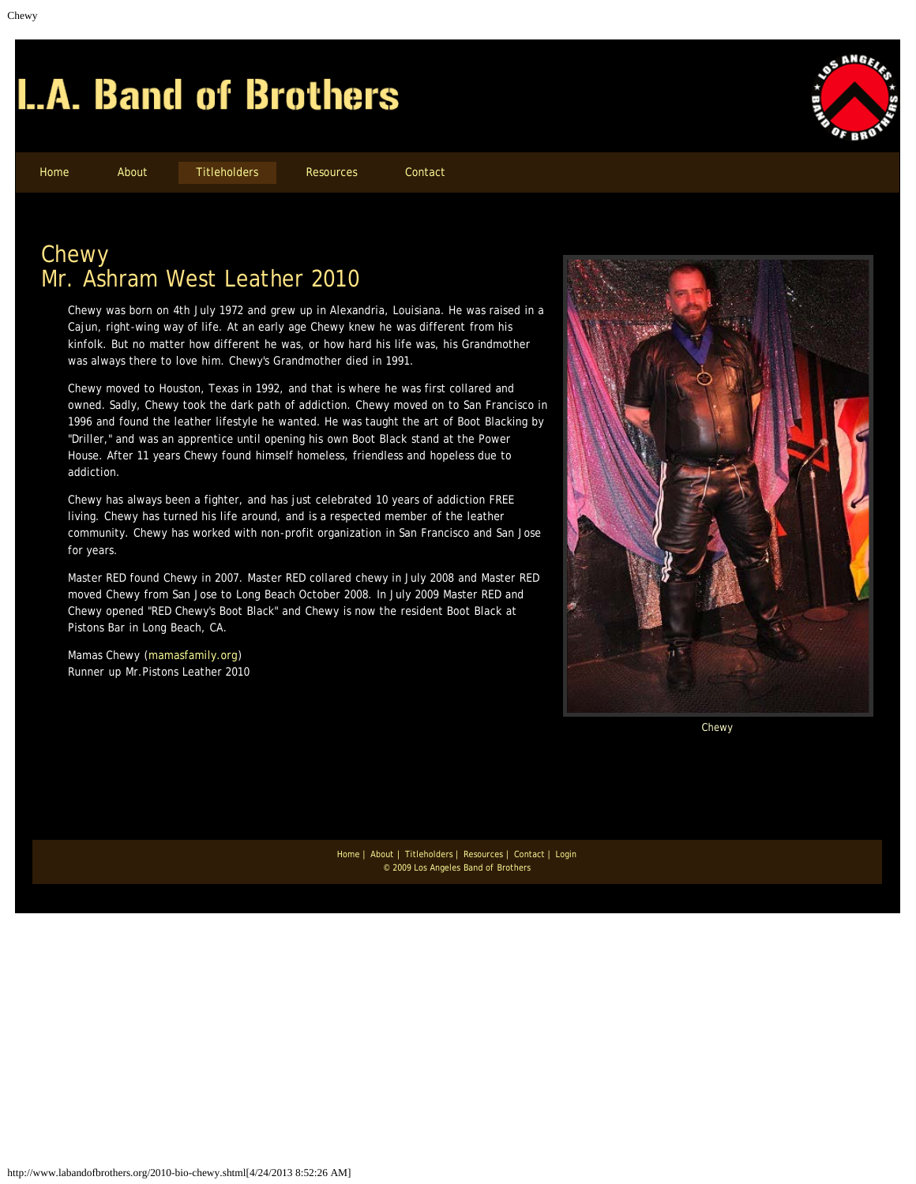# L.A. Band of Brothers

Home | About | Titleholders | Resources | Contact

## Chewy
## Mr. Ashram West Leather 2010

Chewy was born on 4th July 1972 and grew up in Alexandria, Louisiana. He was raised in a Cajun, right-wing way of life. At an early age Chewy knew he was different from his kinfolk. But no matter how different he was, or how hard his life was, his Grandmother was always there to love him. Chewy's Grandmother died in 1991.

Chewy moved to Houston, Texas in 1992, and that is where he was first collared and owned. Sadly, Chewy took the dark path of addiction. Chewy moved on to San Francisco in 1996 and found the leather lifestyle he wanted. He was taught the art of Boot Blacking by "Driller," and was an apprentice until opening his own Boot Black stand at the Power House. After 11 years Chewy found himself homeless, friendless and hopeless due to addiction.

Chewy has always been a fighter, and has just celebrated 10 years of addiction FREE living. Chewy has turned his life around, and is a respected member of the leather community. Chewy has worked with non-profit organization in San Francisco and San Jose for years.

Master RED found Chewy in 2007. Master RED collared chewy in July 2008 and Master RED moved Chewy from San Jose to Long Beach October 2008. In July 2009 Master RED and Chewy opened "RED Chewy's Boot Black" and Chewy is now the resident Boot Black at Pistons Bar in Long Beach, CA.

Mamas Chewy (mamasfamily.org)
Runner up Mr.Pistons Leather 2010

Chewy

Home | About | Titleholders | Resources | Contact | Login
© 2009 Los Angeles Band of Brothers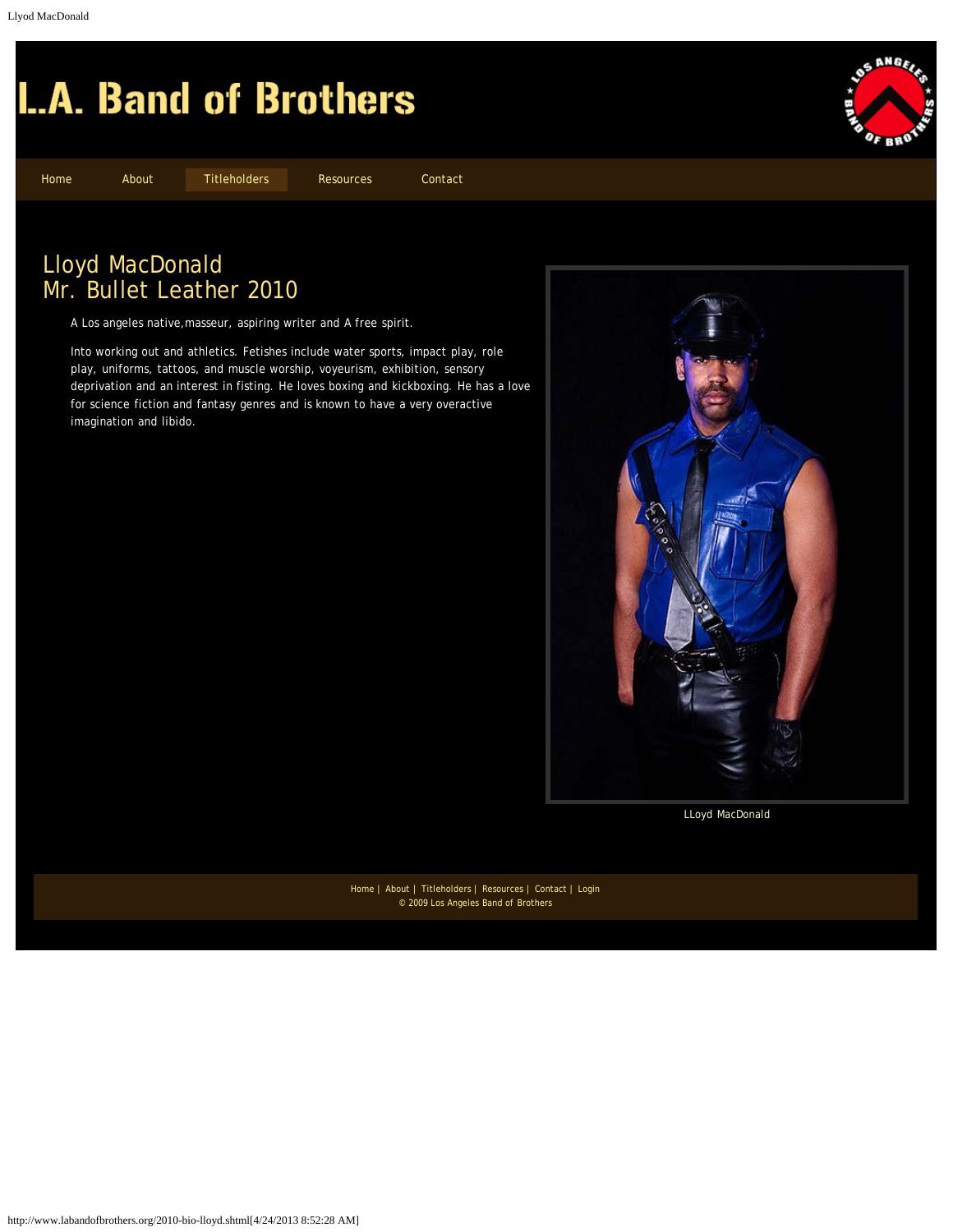# L.A. Band of Brothers

Home | About | Titleholders | Resources | Contact

## Lloyd MacDonald
## Mr. Bullet Leather 2010

A Los angeles native,masseur, aspiring writer and A free spirit.

Into working out and athletics. Fetishes include water sports, impact play, role play, uniforms, tattoos, and muscle worship, voyeurism, exhibition, sensory deprivation and an interest in fisting. He loves boxing and kickboxing. He has a love for science fiction and fantasy genres and is known to have a very overactive imagination and libido.

LLoyd MacDonald

Home | About | Titleholders | Resources | Contact | Login
© 2009 Los Angeles Band of Brothers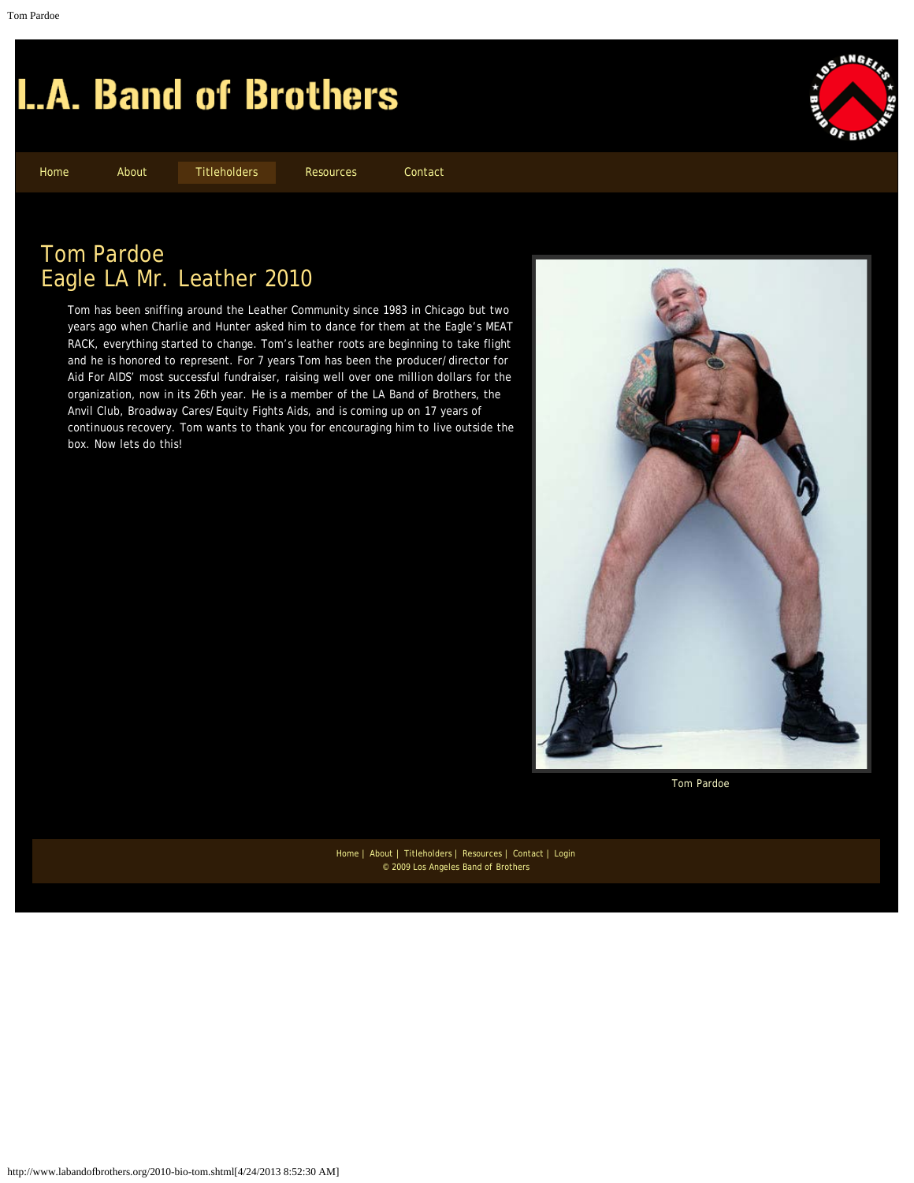# L.A. Band of Brothers

Home | About | Titleholders | Resources | Contact

## Tom Pardoe
## Eagle LA Mr. Leather 2010

Tom has been sniffing around the Leather Community since 1983 in Chicago but two years ago when Charlie and Hunter asked him to dance for them at the Eagle's MEAT RACK, everything started to change. Tom's leather roots are beginning to take flight and he is honored to represent. For 7 years Tom has been the producer/director for Aid For AIDS' most successful fundraiser, raising well over one million dollars for the organization, now in its 26th year. He is a member of the LA Band of Brothers, the Anvil Club, Broadway Cares/Equity Fights Aids, and is coming up on 17 years of continuous recovery. Tom wants to thank you for encouraging him to live outside the box. Now lets do this!

Tom Pardoe

Home | About | Titleholders | Resources | Contact | Login
© 2009 Los Angeles Band of Brothers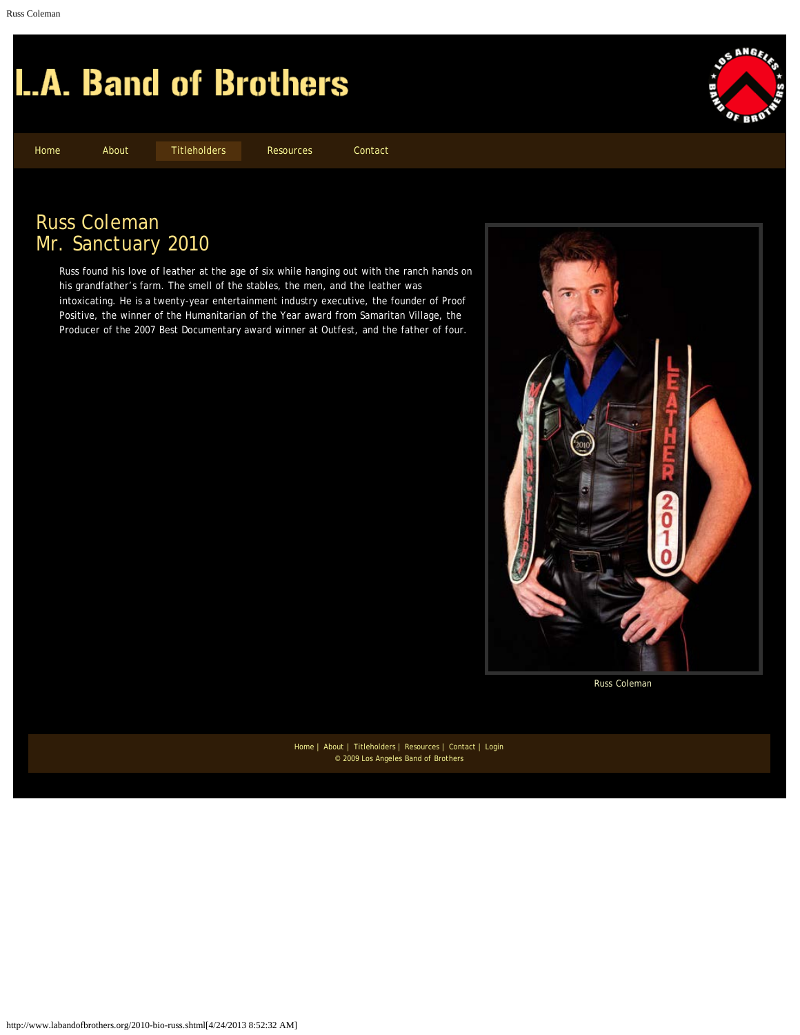# L.A. Band of Brothers

Home About Titleholders Resources Contact

## Russ Coleman
## Mr. Sanctuary 2010

Russ found his love of leather at the age of six while hanging out with the ranch hands on his grandfather's farm. The smell of the stables, the men, and the leather was intoxicating. He is a twenty-year entertainment industry executive, the founder of Proof Positive, the winner of the Humanitarian of the Year award from Samaritan Village, the Producer of the 2007 Best Documentary award winner at Outfest, and the father of four.

Russ Coleman

Home | About | Titleholders | Resources | Contact | Login
© 2009 Los Angeles Band of Brothers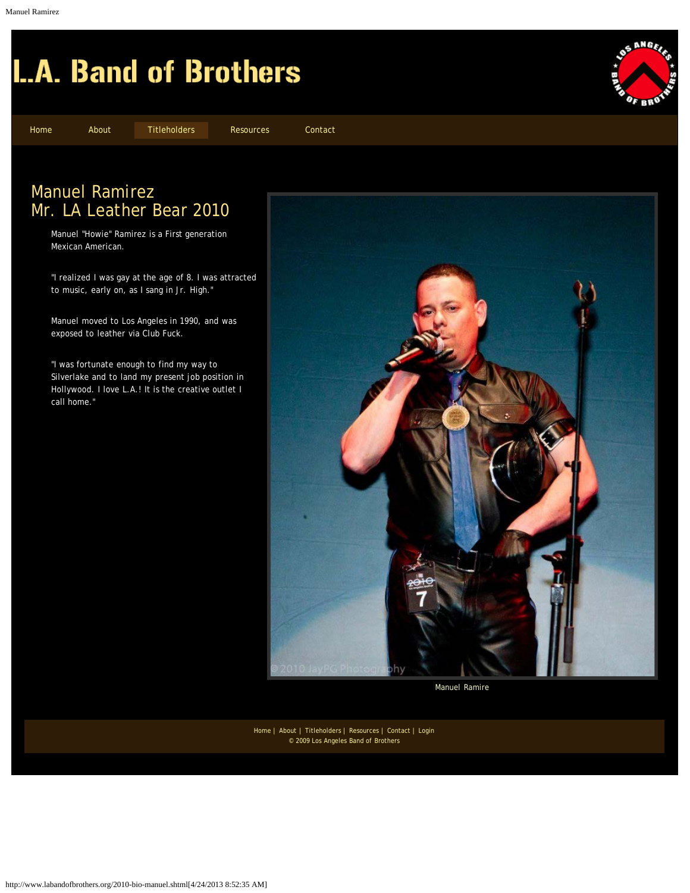# L.A. Band of Brothers

Home About Titleholders Resources Contact

## Manuel Ramirez
## Mr. LA Leather Bear 2010

Manuel "Howie" Ramirez is a First generation Mexican American.

"I realized I was gay at the age of 8. I was attracted to music, early on, as I sang in Jr. High."

Manuel moved to Los Angeles in 1990, and was exposed to leather via Club Fuck.

"I was fortunate enough to find my way to Silverlake and to land my present job position in Hollywood. I love L.A.! It is the creative outlet I call home."

Manuel Ramire

Home | About | Titleholders | Resources | Contact | Login
© 2009 Los Angeles Band of Brothers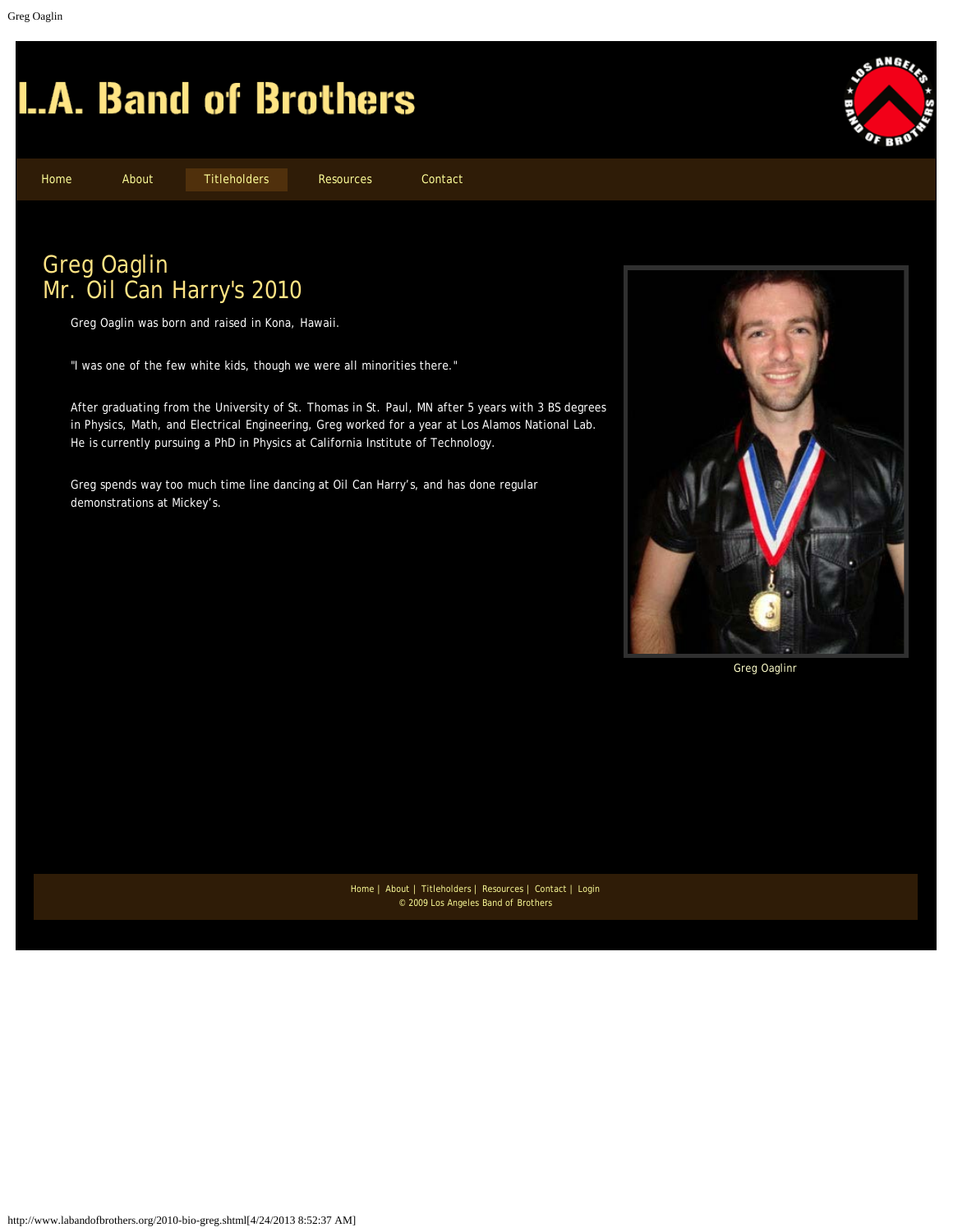# L.A. Band of Brothers

Home | About | Titleholders | Resources | Contact

## Greg Oaglin
## Mr. Oil Can Harry's 2010

Greg Oaglin was born and raised in Kona, Hawaii.

"I was one of the few white kids, though we were all minorities there."

After graduating from the University of St. Thomas in St. Paul, MN after 5 years with 3 BS degrees in Physics, Math, and Electrical Engineering, Greg worked for a year at Los Alamos National Lab. He is currently pursuing a PhD in Physics at California Institute of Technology.

Greg spends way too much time line dancing at Oil Can Harry's, and has done regular demonstrations at Mickey's.

Greg Oaglinr

Home | About | Titleholders | Resources | Contact | Login
© 2009 Los Angeles Band of Brothers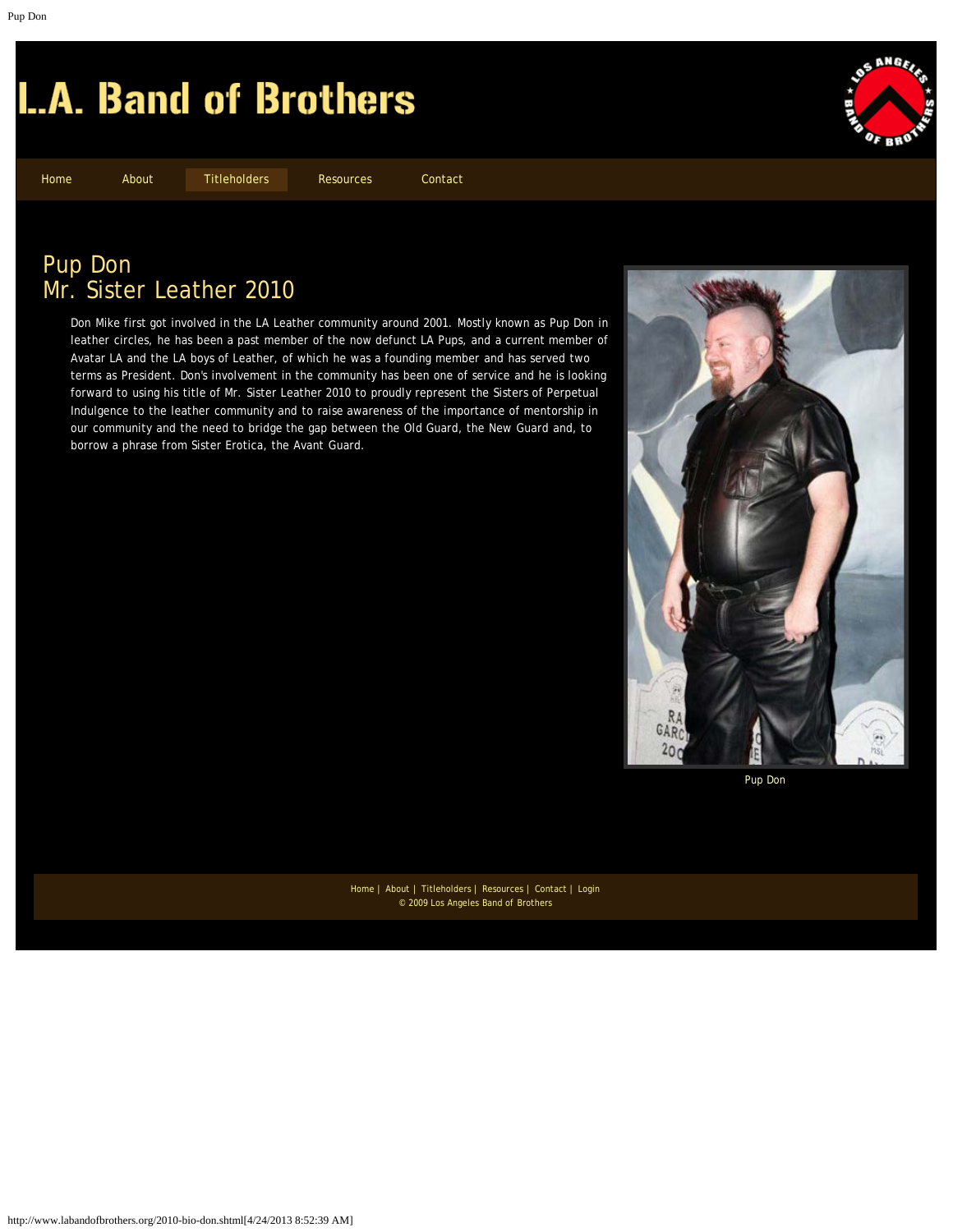# L.A. Band of Brothers

Home | About | Titleholders | Resources | Contact

## Pup Don
## Mr. Sister Leather 2010

Don Mike first got involved in the LA Leather community around 2001. Mostly known as Pup Don in leather circles, he has been a past member of the now defunct LA Pups, and a current member of Avatar LA and the LA boys of Leather, of which he was a founding member and has served two terms as President. Don's involvement in the community has been one of service and he is looking forward to using his title of Mr. Sister Leather 2010 to proudly represent the Sisters of Perpetual Indulgence to the leather community and to raise awareness of the importance of mentorship in our community and the need to bridge the gap between the Old Guard, the New Guard and, to borrow a phrase from Sister Erotica, the Avant Guard.

Pup Don

Home | About | Titleholders | Resources | Contact | Login

© 2009 Los Angeles Band of Brothers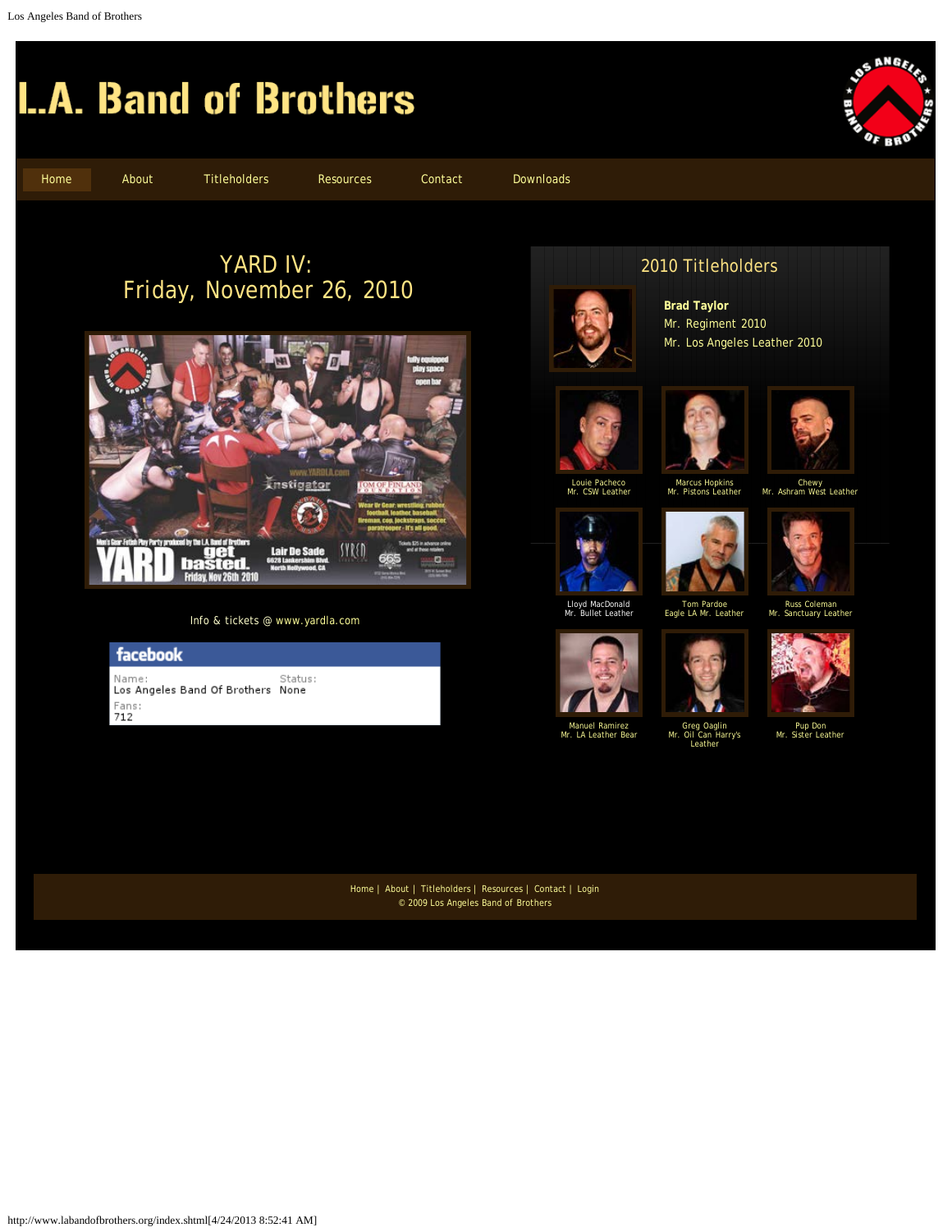# L.A. Band of Brothers

Home | About | Titleholders | Resources | Contact | Downloads

## YARD IV:
## Friday, November 26, 2010

Info & tickets @ www.yardla.com

**facebook**

Name: Los Angeles Band Of Brothers
Status: None
Fans: 712

## 2010 Titleholders

**Brad Taylor**
Mr. Regiment 2010
Mr. Los Angeles Leather 2010

Louie Pacheco
Mr. CSW Leather

Marcus Hopkins
Mr. Pistons Leather

Chewy
Mr. Ashram West Leather

Lloyd MacDonald
Mr. Bullet Leather

Tom Pardoe
Eagle LA Mr. Leather

Russ Coleman
Mr. Sanctuary Leather

Manuel Ramirez
Mr. LA Leather Bear

Greg Oaglin
Mr. Oil Can Harry's Leather

Pup Don
Mr. Sister Leather

Home | About | Titleholders | Resources | Contact | Login
© 2009 Los Angeles Band of Brothers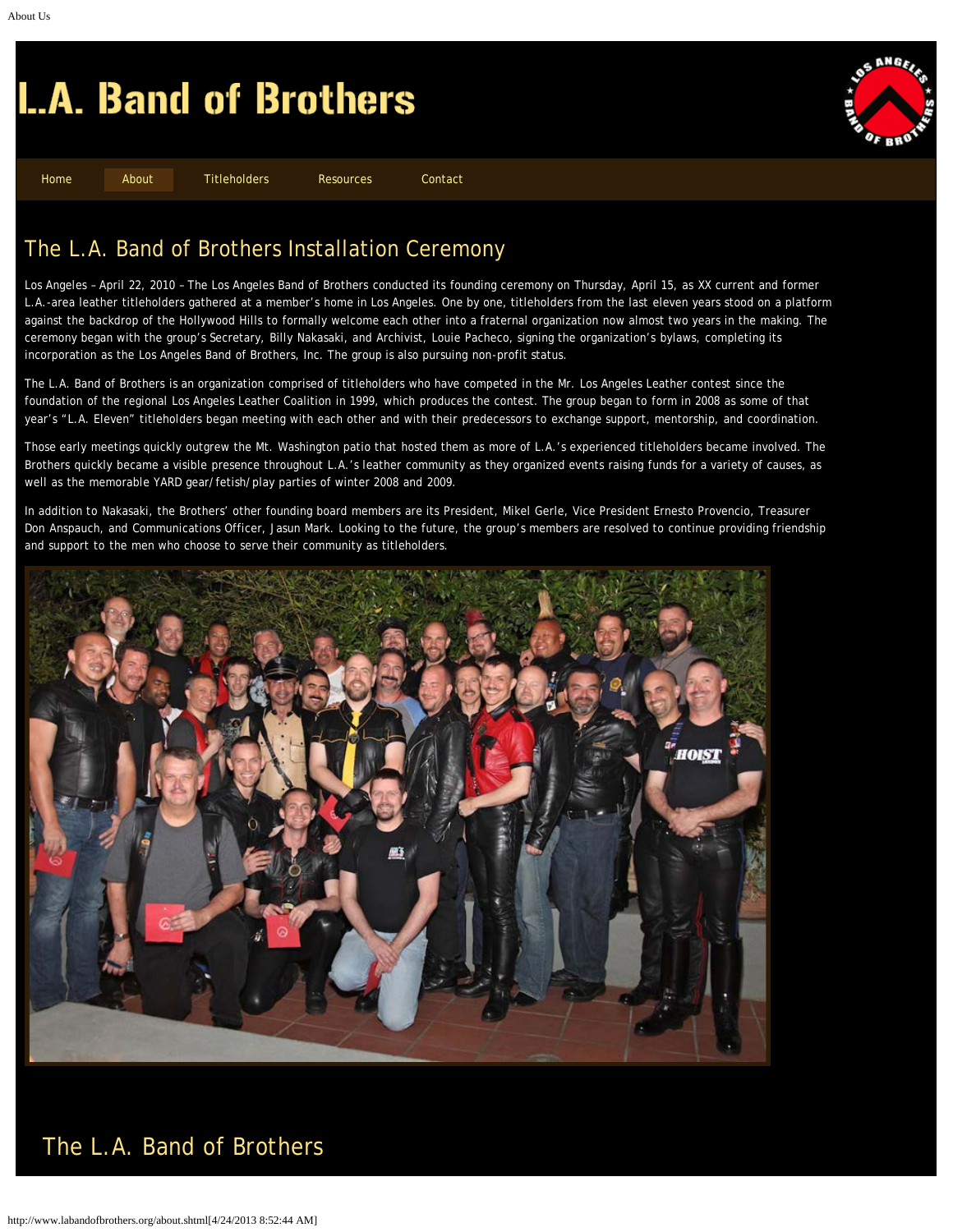# L.A. Band of Brothers

Home | About | Titleholders | Resources | Contact

## The L.A. Band of Brothers Installation Ceremony

Los Angeles – April 22, 2010 – The Los Angeles Band of Brothers conducted its founding ceremony on Thursday, April 15, as XX current and former L.A.-area leather titleholders gathered at a member's home in Los Angeles. One by one, titleholders from the last eleven years stood on a platform against the backdrop of the Hollywood Hills to formally welcome each other into a fraternal organization now almost two years in the making. The ceremony began with the group's Secretary, Billy Nakasaki, and Archivist, Louie Pacheco, signing the organization's bylaws, completing its incorporation as the Los Angeles Band of Brothers, Inc. The group is also pursuing non-profit status.

The L.A. Band of Brothers is an organization comprised of titleholders who have competed in the Mr. Los Angeles Leather contest since the foundation of the regional Los Angeles Leather Coalition in 1999, which produces the contest. The group began to form in 2008 as some of that year's "L.A. Eleven" titleholders began meeting with each other and with their predecessors to exchange support, mentorship, and coordination.

Those early meetings quickly outgrew the Mt. Washington patio that hosted them as more of L.A.'s experienced titleholders became involved. The Brothers quickly became a visible presence throughout L.A.'s leather community as they organized events raising funds for a variety of causes, as well as the memorable YARD gear/fetish/play parties of winter 2008 and 2009.

In addition to Nakasaki, the Brothers' other founding board members are its President, Mikel Gerle, Vice President Ernesto Provencio, Treasurer Don Anspauch, and Communications Officer, Jasun Mark. Looking to the future, the group's members are resolved to continue providing friendship and support to the men who choose to serve their community as titleholders.

## The L.A. Band of Brothers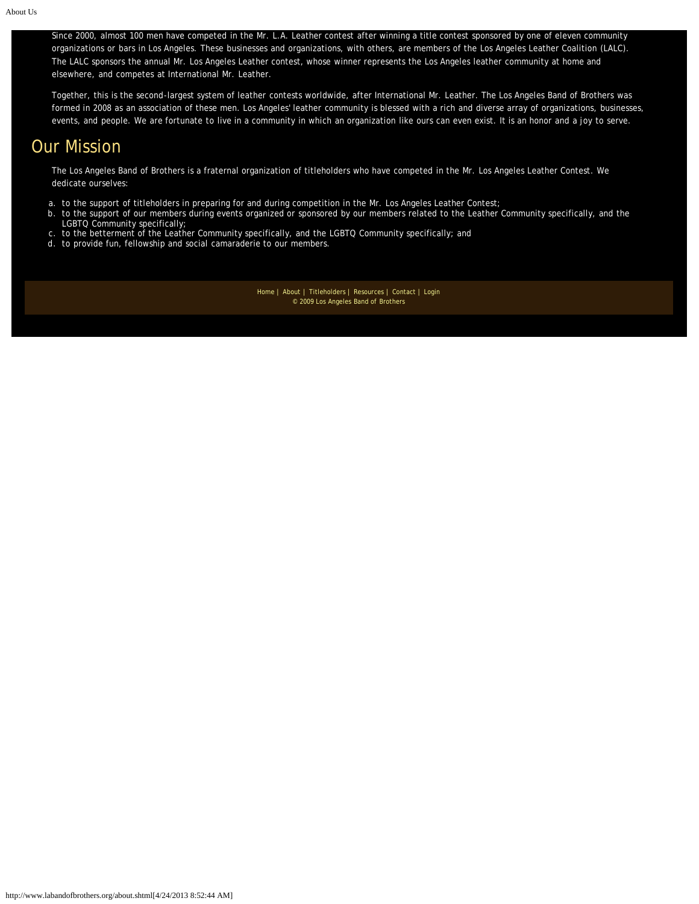Since 2000, almost 100 men have competed in the Mr. L.A. Leather contest after winning a title contest sponsored by one of eleven community organizations or bars in Los Angeles. These businesses and organizations, with others, are members of the Los Angeles Leather Coalition (LALC). The LALC sponsors the annual Mr. Los Angeles Leather contest, whose winner represents the Los Angeles leather community at home and elsewhere, and competes at International Mr. Leather.

Together, this is the second-largest system of leather contests worldwide, after International Mr. Leather. The Los Angeles Band of Brothers was formed in 2008 as an association of these men. Los Angeles' leather community is blessed with a rich and diverse array of organizations, businesses, events, and people. We are fortunate to live in a community in which an organization like ours can even exist. It is an honor and a joy to serve.

## Our Mission

The Los Angeles Band of Brothers is a fraternal organization of titleholders who have competed in the Mr. Los Angeles Leather Contest. We dedicate ourselves:

a. to the support of titleholders in preparing for and during competition in the Mr. Los Angeles Leather Contest;
b. to the support of our members during events organized or sponsored by our members related to the Leather Community specifically, and the LGBTQ Community specifically;
c. to the betterment of the Leather Community specifically, and the LGBTQ Community specifically; and
d. to provide fun, fellowship and social camaraderie to our members.

Home | About | Titleholders | Resources | Contact | Login
© 2009 Los Angeles Band of Brothers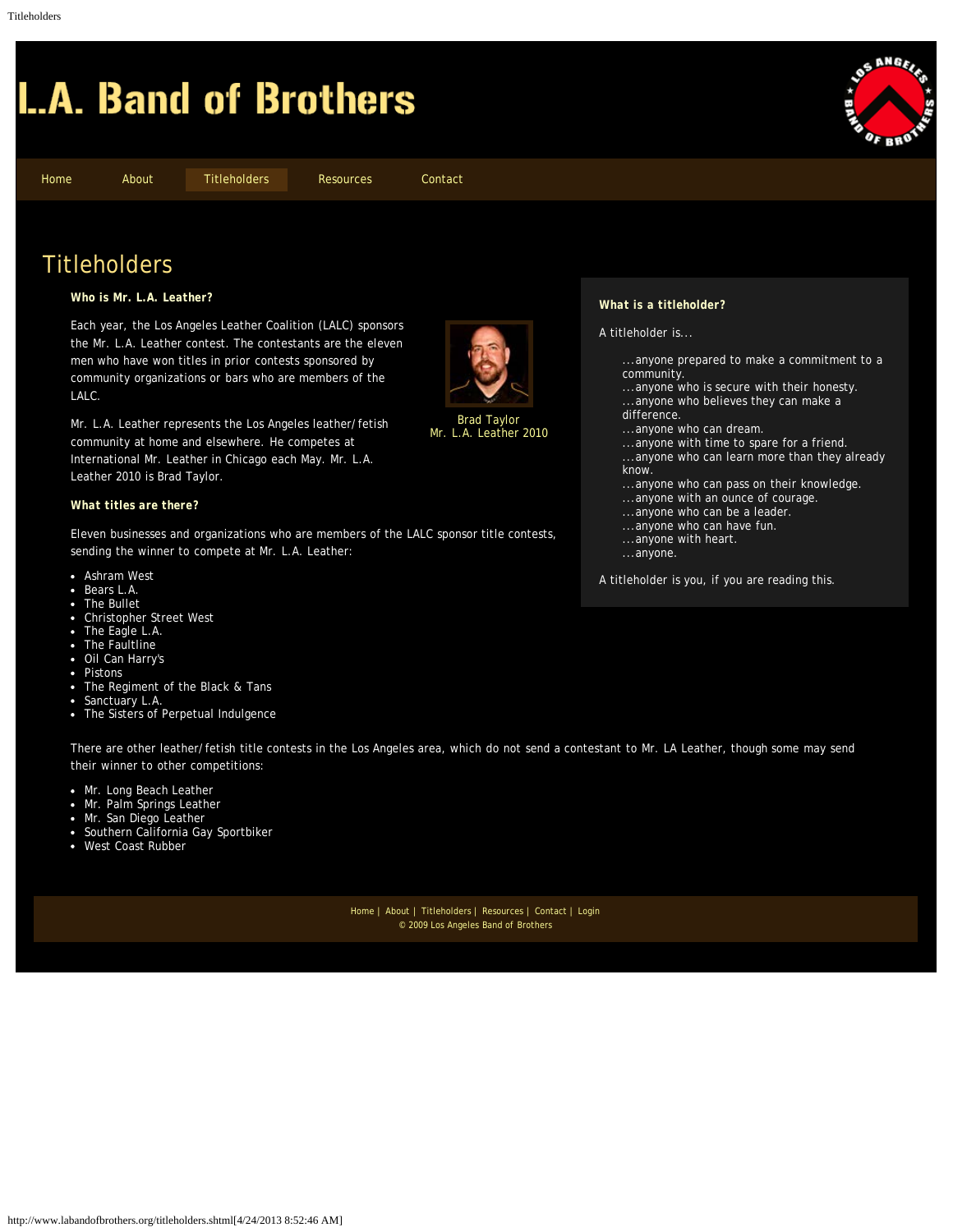# L.A. Band of Brothers

Home | About | Titleholders | Resources | Contact

## Titleholders

### Who is Mr. L.A. Leather?

Each year, the Los Angeles Leather Coalition (LALC) sponsors the Mr. L.A. Leather contest. The contestants are the eleven men who have won titles in prior contests sponsored by community organizations or bars who are members of the LALC.

Mr. L.A. Leather represents the Los Angeles leather/fetish community at home and elsewhere. He competes at International Mr. Leather in Chicago each May. Mr. L.A. Leather 2010 is Brad Taylor.

Brad Taylor
Mr. L.A. Leather 2010

### What titles are there?

Eleven businesses and organizations who are members of the LALC sponsor title contests, sending the winner to compete at Mr. L.A. Leather:

- Ashram West
- Bears L.A.
- The Bullet
- Christopher Street West
- The Eagle L.A.
- The Faultline
- Oil Can Harry's
- Pistons
- The Regiment of the Black & Tans
- Sanctuary L.A.
- The Sisters of Perpetual Indulgence

There are other leather/fetish title contests in the Los Angeles area, which do not send a contestant to Mr. LA Leather, though some may send their winner to other competitions:

- Mr. Long Beach Leather
- Mr. Palm Springs Leather
- Mr. San Diego Leather
- Southern California Gay Sportbiker
- West Coast Rubber

### What is a titleholder?

A titleholder is...

...anyone prepared to make a commitment to a community.
...anyone who is secure with their honesty.
...anyone who believes they can make a difference.
...anyone who can dream.
...anyone with time to spare for a friend.
...anyone who can learn more than they already know.
...anyone who can pass on their knowledge.
...anyone with an ounce of courage.
...anyone who can be a leader.
...anyone who can have fun.
...anyone with heart.
...anyone.

A titleholder is you, if you are reading this.

Home | About | Titleholders | Resources | Contact | Login
© 2009 Los Angeles Band of Brothers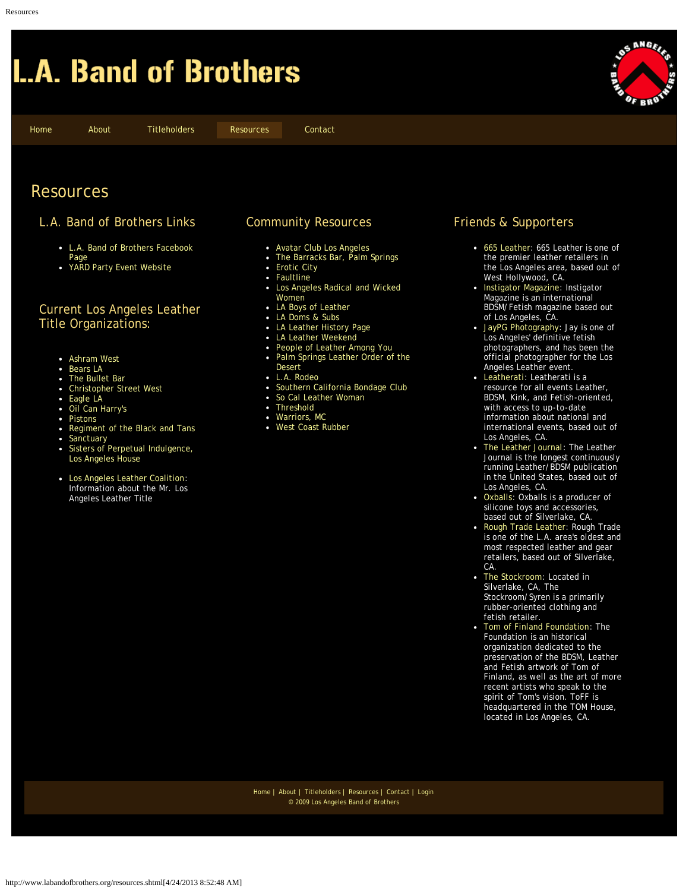# L.A. Band of Brothers

Home | About | Titleholders | Resources | Contact

## Resources

### L.A. Band of Brothers Links

- L.A. Band of Brothers Facebook Page
- YARD Party Event Website

### Current Los Angeles Leather Title Organizations:

- Ashram West
- Bears LA
- The Bullet Bar
- Christopher Street West
- Eagle LA
- Oil Can Harry's
- Pistons
- Regiment of the Black and Tans
- Sanctuary
- Sisters of Perpetual Indulgence, Los Angeles House

- Los Angeles Leather Coalition: Information about the Mr. Los Angeles Leather Title

### Community Resources

- Avatar Club Los Angeles
- The Barracks Bar, Palm Springs
- Erotic City
- Faultline
- Los Angeles Radical and Wicked Women
- LA Boys of Leather
- LA Doms & Subs
- LA Leather History Page
- LA Leather Weekend
- People of Leather Among You
- Palm Springs Leather Order of the Desert
- L.A. Rodeo
- Southern California Bondage Club
- So Cal Leather Woman
- Threshold
- Warriors, MC
- West Coast Rubber

### Friends & Supporters

- 665 Leather: 665 Leather is one of the premier leather retailers in the Los Angeles area, based out of West Hollywood, CA.
- Instigator Magazine: Instigator Magazine is an international BDSM/Fetish magazine based out of Los Angeles, CA.
- JayPG Photography: Jay is one of Los Angeles' definitive fetish photographers, and has been the official photographer for the Los Angeles Leather event.
- Leatherati: Leatherati is a resource for all events Leather, BDSM, Kink, and Fetish-oriented, with access to up-to-date information about national and international events, based out of Los Angeles, CA.
- The Leather Journal: The Leather Journal is the longest continuously running Leather/BDSM publication in the United States, based out of Los Angeles, CA.
- Oxballs: Oxballs is a producer of silicone toys and accessories, based out of Silverlake, CA.
- Rough Trade Leather: Rough Trade is one of the L.A. area's oldest and most respected leather and gear retailers, based out of Silverlake, CA.
- The Stockroom: Located in Silverlake, CA, The Stockroom/Syren is a primarily rubber-oriented clothing and fetish retailer.
- Tom of Finland Foundation: The Foundation is an historical organization dedicated to the preservation of the BDSM, Leather and Fetish artwork of Tom of Finland, as well as the art of more recent artists who speak to the spirit of Tom's vision. ToFF is headquartered in the TOM House, located in Los Angeles, CA.

Home | About | Titleholders | Resources | Contact | Login

© 2009 Los Angeles Band of Brothers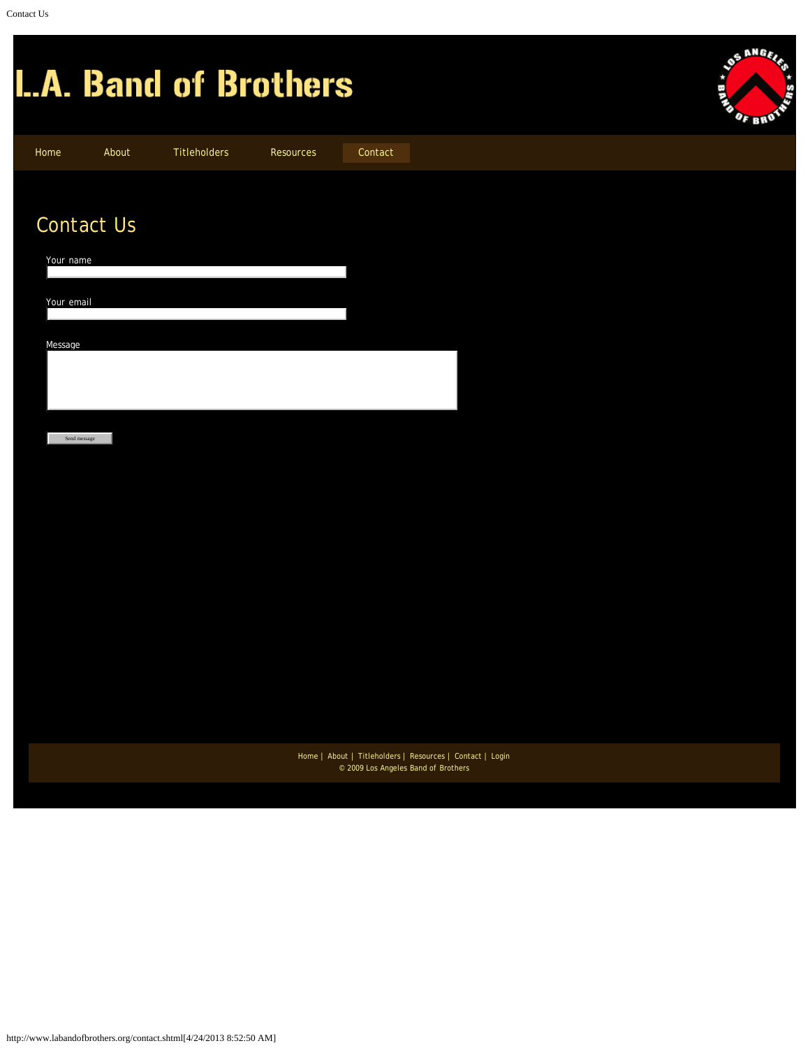# L.A. Band of Brothers

Home | About | Titleholders | Resources | Contact

## Contact Us

Your name

Your email

Message

Send message

Home | About | Titleholders | Resources | Contact | Login

© 2009 Los Angeles Band of Brothers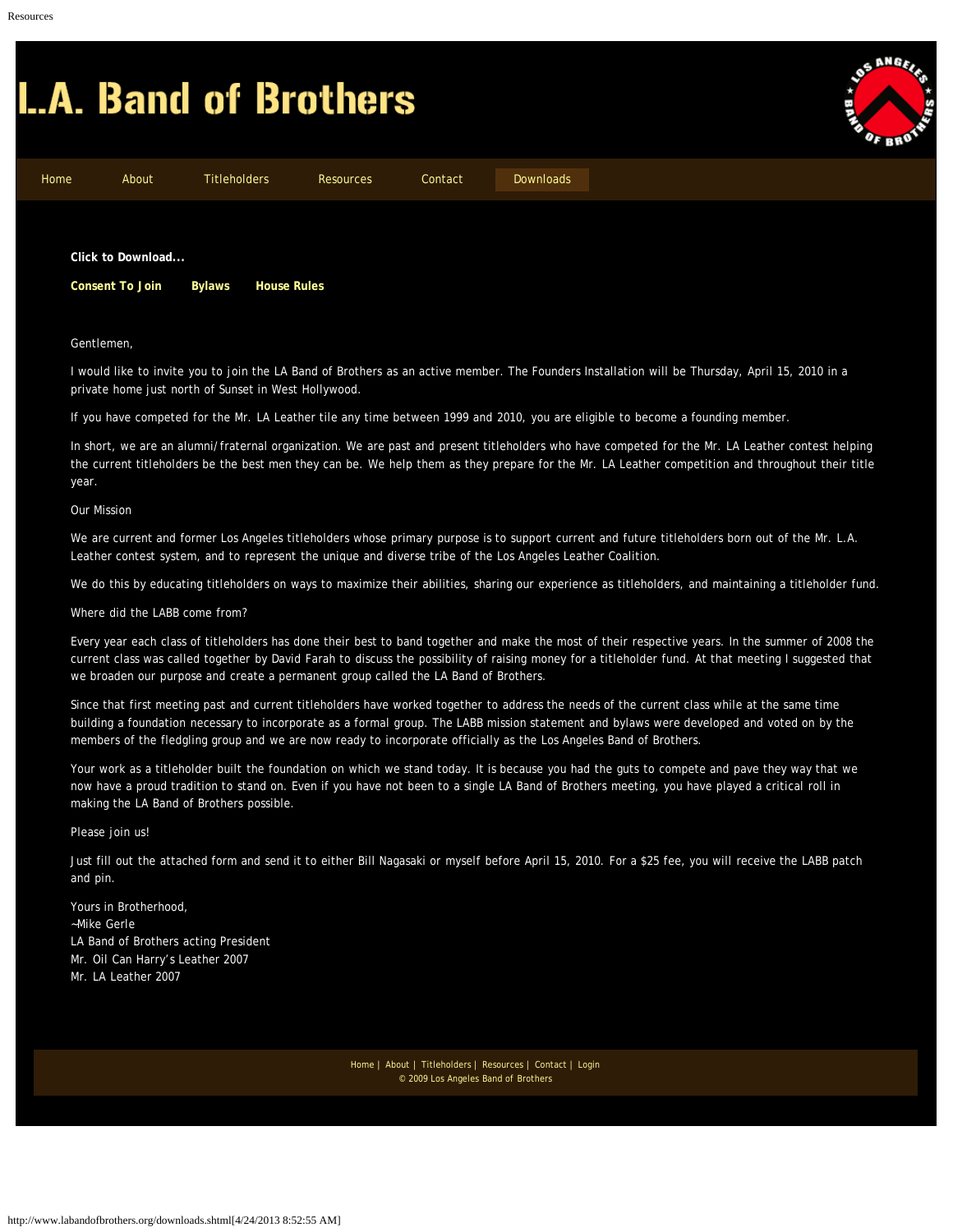# L.A. Band of Brothers

Home | About | Titleholders | Resources | Contact | Downloads

**Click to Download...**

**Consent To Join** **Bylaws** **House Rules**

Gentlemen,

I would like to invite you to join the LA Band of Brothers as an active member. The Founders Installation will be Thursday, April 15, 2010 in a private home just north of Sunset in West Hollywood.

If you have competed for the Mr. LA Leather tile any time between 1999 and 2010, you are eligible to become a founding member.

In short, we are an alumni/fraternal organization. We are past and present titleholders who have competed for the Mr. LA Leather contest helping the current titleholders be the best men they can be. We help them as they prepare for the Mr. LA Leather competition and throughout their title year.

Our Mission

We are current and former Los Angeles titleholders whose primary purpose is to support current and future titleholders born out of the Mr. L.A. Leather contest system, and to represent the unique and diverse tribe of the Los Angeles Leather Coalition.

We do this by educating titleholders on ways to maximize their abilities, sharing our experience as titleholders, and maintaining a titleholder fund.

Where did the LABB come from?

Every year each class of titleholders has done their best to band together and make the most of their respective years. In the summer of 2008 the current class was called together by David Farah to discuss the possibility of raising money for a titleholder fund. At that meeting I suggested that we broaden our purpose and create a permanent group called the LA Band of Brothers.

Since that first meeting past and current titleholders have worked together to address the needs of the current class while at the same time building a foundation necessary to incorporate as a formal group. The LABB mission statement and bylaws were developed and voted on by the members of the fledgling group and we are now ready to incorporate officially as the Los Angeles Band of Brothers.

Your work as a titleholder built the foundation on which we stand today. It is because you had the guts to compete and pave they way that we now have a proud tradition to stand on. Even if you have not been to a single LA Band of Brothers meeting, you have played a critical roll in making the LA Band of Brothers possible.

Please join us!

Just fill out the attached form and send it to either Bill Nagasaki or myself before April 15, 2010. For a $25 fee, you will receive the LABB patch and pin.

Yours in Brotherhood,  
~Mike Gerle  
LA Band of Brothers acting President  
Mr. Oil Can Harry's Leather 2007  
Mr. LA Leather 2007

Home | About | Titleholders | Resources | Contact | Login  
© 2009 Los Angeles Band of Brothers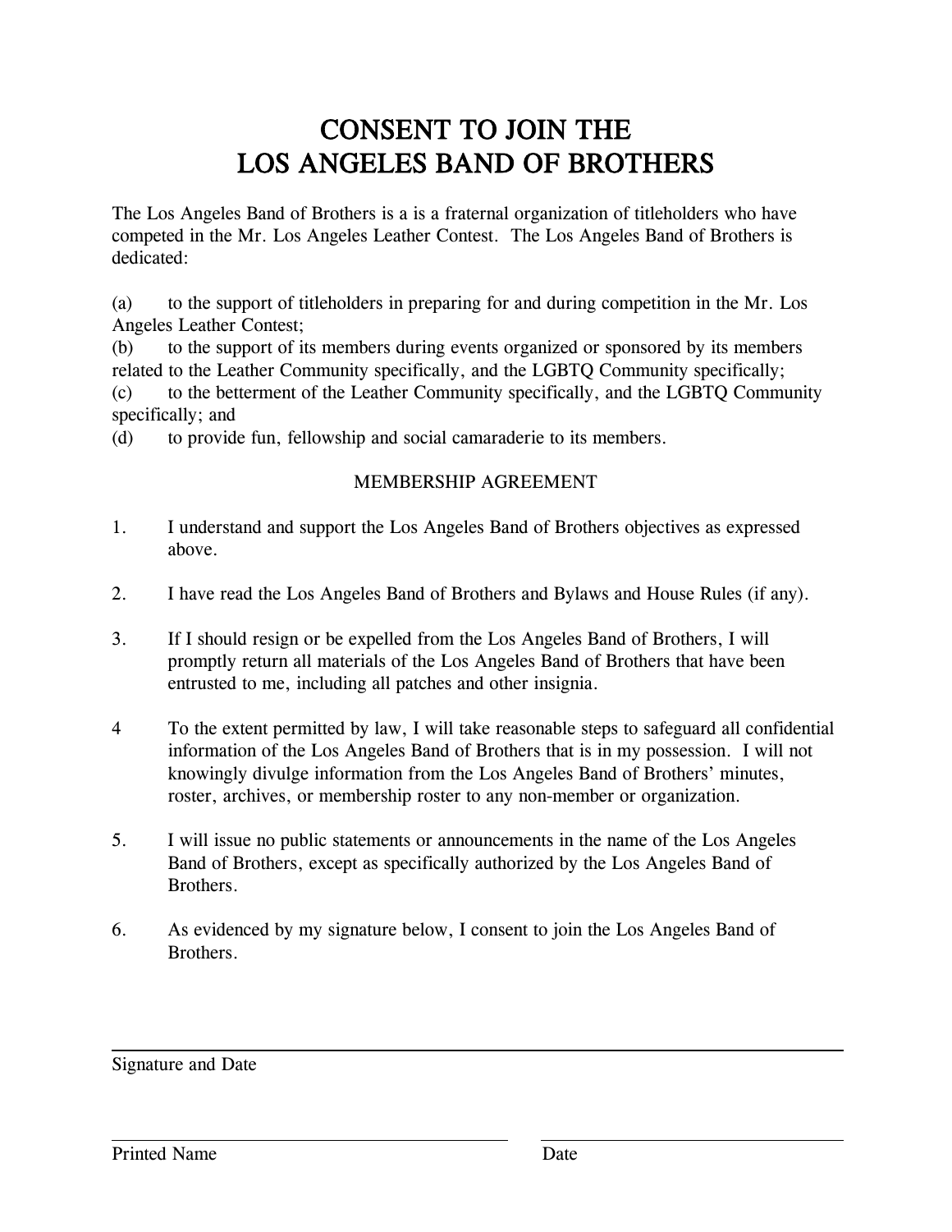# CONSENT TO JOIN THE LOS ANGELES BAND OF BROTHERS

The Los Angeles Band of Brothers is a is a fraternal organization of titleholders who have competed in the Mr. Los Angeles Leather Contest. The Los Angeles Band of Brothers is dedicated:

(a) to the support of titleholders in preparing for and during competition in the Mr. Los Angeles Leather Contest;
(b) to the support of its members during events organized or sponsored by its members related to the Leather Community specifically, and the LGBTQ Community specifically;
(c) to the betterment of the Leather Community specifically, and the LGBTQ Community specifically; and
(d) to provide fun, fellowship and social camaraderie to its members.

## MEMBERSHIP AGREEMENT

1. I understand and support the Los Angeles Band of Brothers objectives as expressed above.

2. I have read the Los Angeles Band of Brothers and Bylaws and House Rules (if any).

3. If I should resign or be expelled from the Los Angeles Band of Brothers, I will promptly return all materials of the Los Angeles Band of Brothers that have been entrusted to me, including all patches and other insignia.

4 To the extent permitted by law, I will take reasonable steps to safeguard all confidential information of the Los Angeles Band of Brothers that is in my possession. I will not knowingly divulge information from the Los Angeles Band of Brothers' minutes, roster, archives, or membership roster to any non-member or organization.

5. I will issue no public statements or announcements in the name of the Los Angeles Band of Brothers, except as specifically authorized by the Los Angeles Band of Brothers.

6. As evidenced by my signature below, I consent to join the Los Angeles Band of Brothers.

\_\_\_\_\_\_\_\_\_\_\_\_\_\_\_\_\_\_\_\_\_\_\_\_\_\_\_\_\_\_\_\_\_\_\_\_\_\_\_\_
Signature and Date

\_\_\_\_\_\_\_\_\_\_\_\_\_\_\_\_\_\_\_\_\_\_\_\_ \_\_\_\_\_\_\_\_\_\_\_\_\_\_\_\_\_\_\_\_
Printed Name Date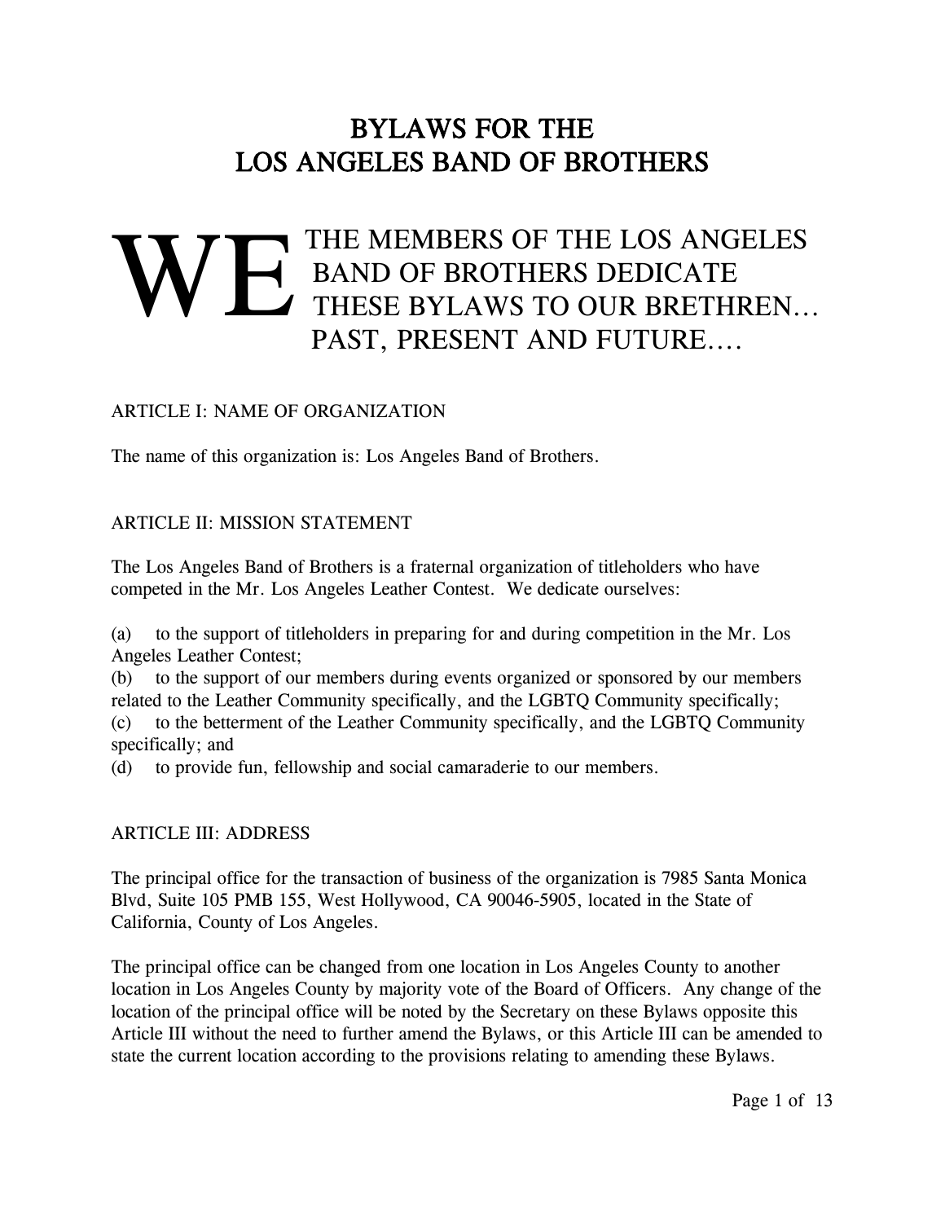# BYLAWS FOR THE LOS ANGELES BAND OF BROTHERS

WE THE MEMBERS OF THE LOS ANGELES BAND OF BROTHERS DEDICATE THESE BYLAWS TO OUR BRETHREN… PAST, PRESENT AND FUTURE….

## ARTICLE I: NAME OF ORGANIZATION

The name of this organization is: Los Angeles Band of Brothers.

## ARTICLE II: MISSION STATEMENT

The Los Angeles Band of Brothers is a fraternal organization of titleholders who have competed in the Mr. Los Angeles Leather Contest. We dedicate ourselves:

(a) to the support of titleholders in preparing for and during competition in the Mr. Los Angeles Leather Contest;
(b) to the support of our members during events organized or sponsored by our members related to the Leather Community specifically, and the LGBTQ Community specifically;
(c) to the betterment of the Leather Community specifically, and the LGBTQ Community specifically; and
(d) to provide fun, fellowship and social camaraderie to our members.

## ARTICLE III: ADDRESS

The principal office for the transaction of business of the organization is 7985 Santa Monica Blvd, Suite 105 PMB 155, West Hollywood, CA 90046-5905, located in the State of California, County of Los Angeles.

The principal office can be changed from one location in Los Angeles County to another location in Los Angeles County by majority vote of the Board of Officers. Any change of the location of the principal office will be noted by the Secretary on these Bylaws opposite this Article III without the need to further amend the Bylaws, or this Article III can be amended to state the current location according to the provisions relating to amending these Bylaws.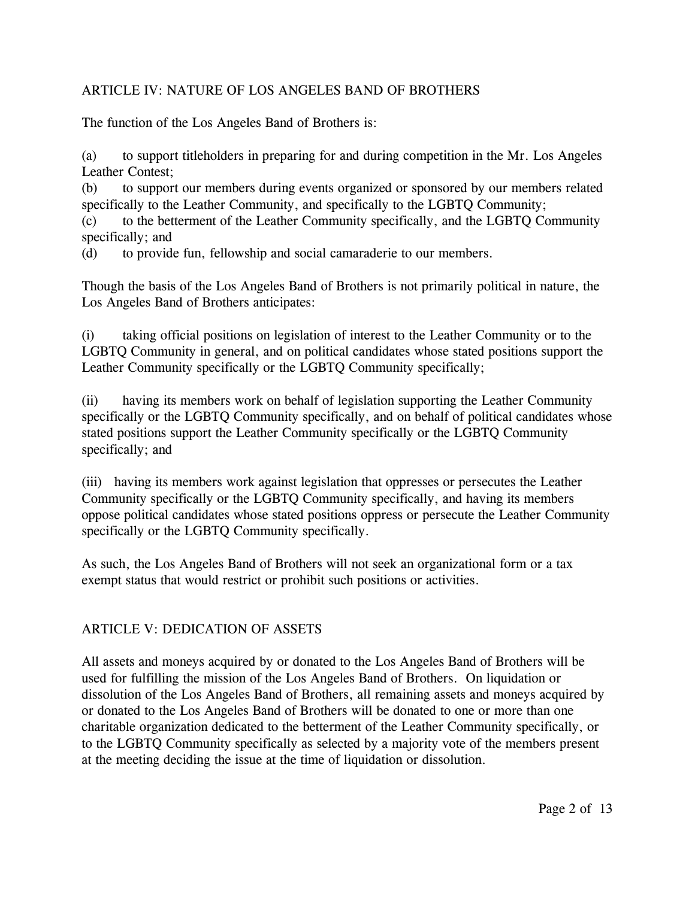## ARTICLE IV: NATURE OF LOS ANGELES BAND OF BROTHERS

The function of the Los Angeles Band of Brothers is:

(a) to support titleholders in preparing for and during competition in the Mr. Los Angeles Leather Contest;
(b) to support our members during events organized or sponsored by our members related specifically to the Leather Community, and specifically to the LGBTQ Community;
(c) to the betterment of the Leather Community specifically, and the LGBTQ Community specifically; and
(d) to provide fun, fellowship and social camaraderie to our members.

Though the basis of the Los Angeles Band of Brothers is not primarily political in nature, the Los Angeles Band of Brothers anticipates:

(i) taking official positions on legislation of interest to the Leather Community or to the LGBTQ Community in general, and on political candidates whose stated positions support the Leather Community specifically or the LGBTQ Community specifically;

(ii) having its members work on behalf of legislation supporting the Leather Community specifically or the LGBTQ Community specifically, and on behalf of political candidates whose stated positions support the Leather Community specifically or the LGBTQ Community specifically; and

(iii) having its members work against legislation that oppresses or persecutes the Leather Community specifically or the LGBTQ Community specifically, and having its members oppose political candidates whose stated positions oppress or persecute the Leather Community specifically or the LGBTQ Community specifically.

As such, the Los Angeles Band of Brothers will not seek an organizational form or a tax exempt status that would restrict or prohibit such positions or activities.

## ARTICLE V: DEDICATION OF ASSETS

All assets and moneys acquired by or donated to the Los Angeles Band of Brothers will be used for fulfilling the mission of the Los Angeles Band of Brothers. On liquidation or dissolution of the Los Angeles Band of Brothers, all remaining assets and moneys acquired by or donated to the Los Angeles Band of Brothers will be donated to one or more than one charitable organization dedicated to the betterment of the Leather Community specifically, or to the LGBTQ Community specifically as selected by a majority vote of the members present at the meeting deciding the issue at the time of liquidation or dissolution.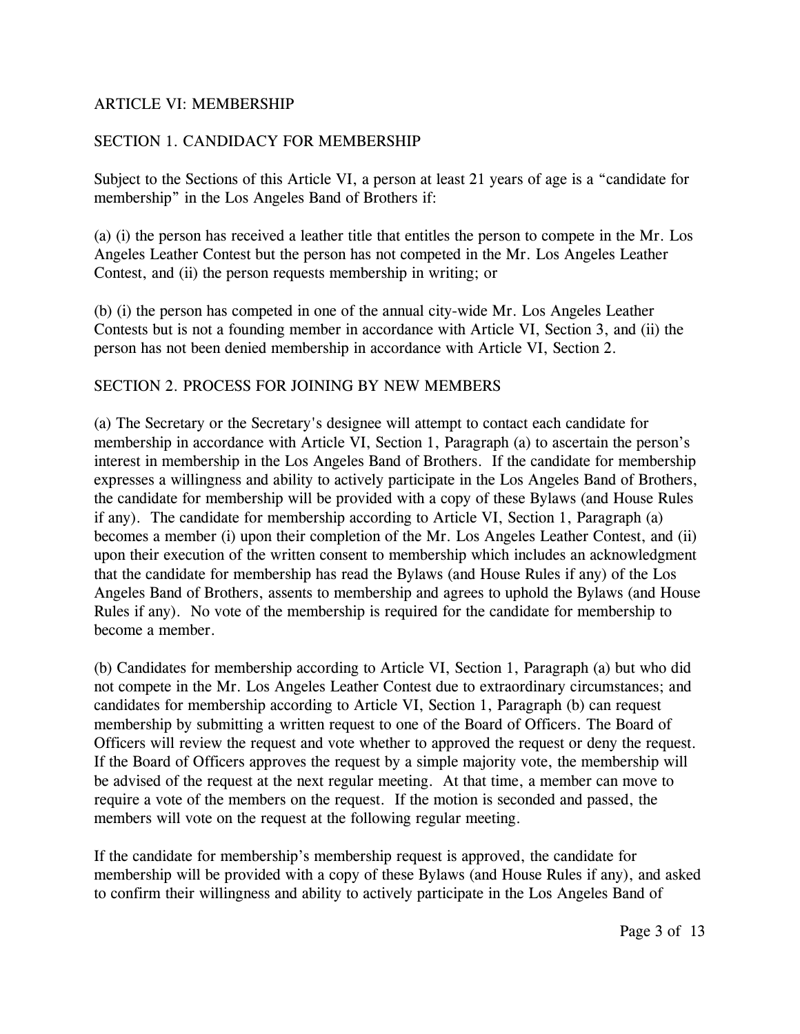## ARTICLE VI: MEMBERSHIP

### SECTION 1. CANDIDACY FOR MEMBERSHIP

Subject to the Sections of this Article VI, a person at least 21 years of age is a "candidate for membership" in the Los Angeles Band of Brothers if:

(a) (i) the person has received a leather title that entitles the person to compete in the Mr. Los Angeles Leather Contest but the person has not competed in the Mr. Los Angeles Leather Contest, and (ii) the person requests membership in writing; or

(b) (i) the person has competed in one of the annual city-wide Mr. Los Angeles Leather Contests but is not a founding member in accordance with Article VI, Section 3, and (ii) the person has not been denied membership in accordance with Article VI, Section 2.

### SECTION 2. PROCESS FOR JOINING BY NEW MEMBERS

(a) The Secretary or the Secretary's designee will attempt to contact each candidate for membership in accordance with Article VI, Section 1, Paragraph (a) to ascertain the person's interest in membership in the Los Angeles Band of Brothers. If the candidate for membership expresses a willingness and ability to actively participate in the Los Angeles Band of Brothers, the candidate for membership will be provided with a copy of these Bylaws (and House Rules if any). The candidate for membership according to Article VI, Section 1, Paragraph (a) becomes a member (i) upon their completion of the Mr. Los Angeles Leather Contest, and (ii) upon their execution of the written consent to membership which includes an acknowledgment that the candidate for membership has read the Bylaws (and House Rules if any) of the Los Angeles Band of Brothers, assents to membership and agrees to uphold the Bylaws (and House Rules if any). No vote of the membership is required for the candidate for membership to become a member.

(b) Candidates for membership according to Article VI, Section 1, Paragraph (a) but who did not compete in the Mr. Los Angeles Leather Contest due to extraordinary circumstances; and candidates for membership according to Article VI, Section 1, Paragraph (b) can request membership by submitting a written request to one of the Board of Officers. The Board of Officers will review the request and vote whether to approved the request or deny the request. If the Board of Officers approves the request by a simple majority vote, the membership will be advised of the request at the next regular meeting. At that time, a member can move to require a vote of the members on the request. If the motion is seconded and passed, the members will vote on the request at the following regular meeting.

If the candidate for membership's membership request is approved, the candidate for membership will be provided with a copy of these Bylaws (and House Rules if any), and asked to confirm their willingness and ability to actively participate in the Los Angeles Band of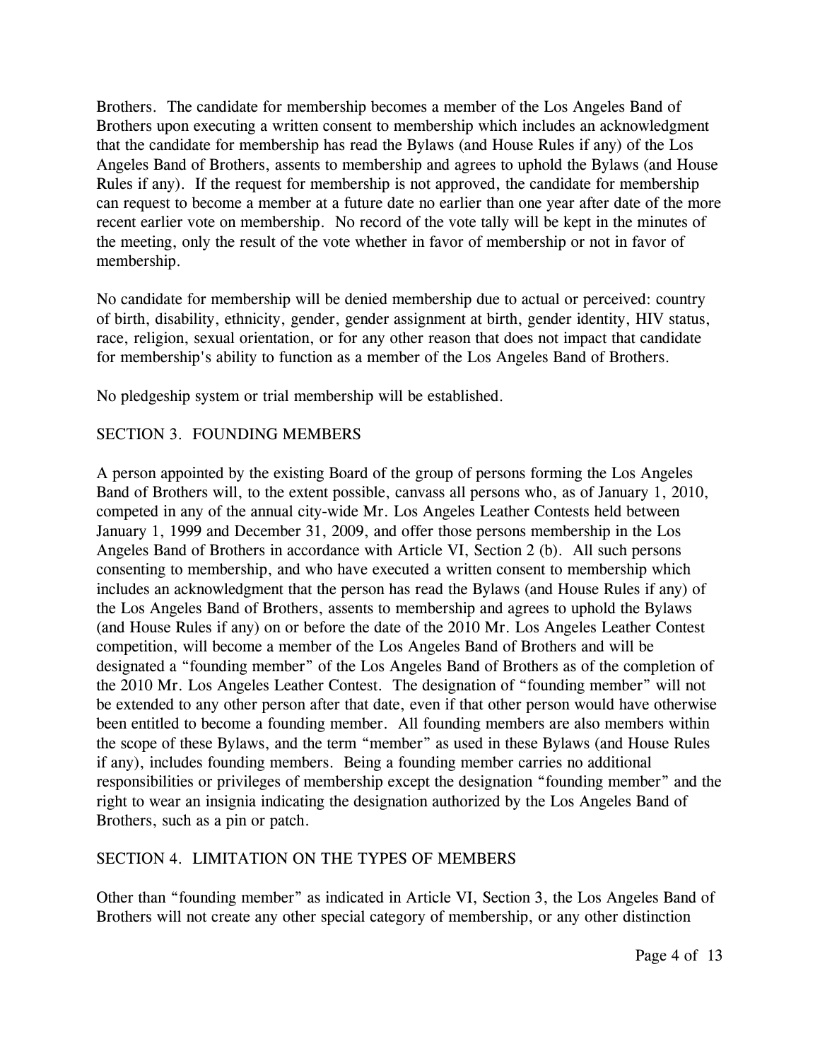Brothers. The candidate for membership becomes a member of the Los Angeles Band of Brothers upon executing a written consent to membership which includes an acknowledgment that the candidate for membership has read the Bylaws (and House Rules if any) of the Los Angeles Band of Brothers, assents to membership and agrees to uphold the Bylaws (and House Rules if any). If the request for membership is not approved, the candidate for membership can request to become a member at a future date no earlier than one year after date of the more recent earlier vote on membership. No record of the vote tally will be kept in the minutes of the meeting, only the result of the vote whether in favor of membership or not in favor of membership.

No candidate for membership will be denied membership due to actual or perceived: country of birth, disability, ethnicity, gender, gender assignment at birth, gender identity, HIV status, race, religion, sexual orientation, or for any other reason that does not impact that candidate for membership's ability to function as a member of the Los Angeles Band of Brothers.

No pledgeship system or trial membership will be established.

## SECTION 3. FOUNDING MEMBERS

A person appointed by the existing Board of the group of persons forming the Los Angeles Band of Brothers will, to the extent possible, canvass all persons who, as of January 1, 2010, competed in any of the annual city-wide Mr. Los Angeles Leather Contests held between January 1, 1999 and December 31, 2009, and offer those persons membership in the Los Angeles Band of Brothers in accordance with Article VI, Section 2 (b). All such persons consenting to membership, and who have executed a written consent to membership which includes an acknowledgment that the person has read the Bylaws (and House Rules if any) of the Los Angeles Band of Brothers, assents to membership and agrees to uphold the Bylaws (and House Rules if any) on or before the date of the 2010 Mr. Los Angeles Leather Contest competition, will become a member of the Los Angeles Band of Brothers and will be designated a "founding member" of the Los Angeles Band of Brothers as of the completion of the 2010 Mr. Los Angeles Leather Contest. The designation of "founding member" will not be extended to any other person after that date, even if that other person would have otherwise been entitled to become a founding member. All founding members are also members within the scope of these Bylaws, and the term "member" as used in these Bylaws (and House Rules if any), includes founding members. Being a founding member carries no additional responsibilities or privileges of membership except the designation "founding member" and the right to wear an insignia indicating the designation authorized by the Los Angeles Band of Brothers, such as a pin or patch.

## SECTION 4. LIMITATION ON THE TYPES OF MEMBERS

Other than "founding member" as indicated in Article VI, Section 3, the Los Angeles Band of Brothers will not create any other special category of membership, or any other distinction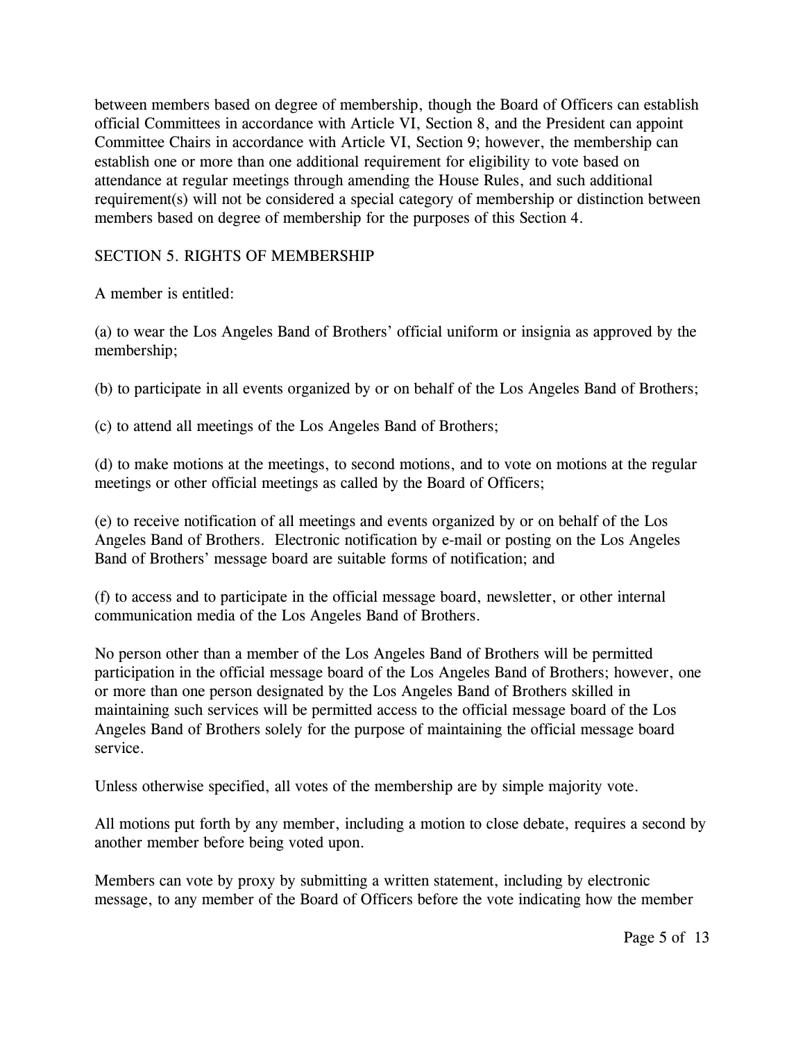between members based on degree of membership, though the Board of Officers can establish official Committees in accordance with Article VI, Section 8, and the President can appoint Committee Chairs in accordance with Article VI, Section 9; however, the membership can establish one or more than one additional requirement for eligibility to vote based on attendance at regular meetings through amending the House Rules, and such additional requirement(s) will not be considered a special category of membership or distinction between members based on degree of membership for the purposes of this Section 4.

## SECTION 5. RIGHTS OF MEMBERSHIP

A member is entitled:

(a) to wear the Los Angeles Band of Brothers' official uniform or insignia as approved by the membership;

(b) to participate in all events organized by or on behalf of the Los Angeles Band of Brothers;

(c) to attend all meetings of the Los Angeles Band of Brothers;

(d) to make motions at the meetings, to second motions, and to vote on motions at the regular meetings or other official meetings as called by the Board of Officers;

(e) to receive notification of all meetings and events organized by or on behalf of the Los Angeles Band of Brothers. Electronic notification by e-mail or posting on the Los Angeles Band of Brothers' message board are suitable forms of notification; and

(f) to access and to participate in the official message board, newsletter, or other internal communication media of the Los Angeles Band of Brothers.

No person other than a member of the Los Angeles Band of Brothers will be permitted participation in the official message board of the Los Angeles Band of Brothers; however, one or more than one person designated by the Los Angeles Band of Brothers skilled in maintaining such services will be permitted access to the official message board of the Los Angeles Band of Brothers solely for the purpose of maintaining the official message board service.

Unless otherwise specified, all votes of the membership are by simple majority vote.

All motions put forth by any member, including a motion to close debate, requires a second by another member before being voted upon.

Members can vote by proxy by submitting a written statement, including by electronic message, to any member of the Board of Officers before the vote indicating how the member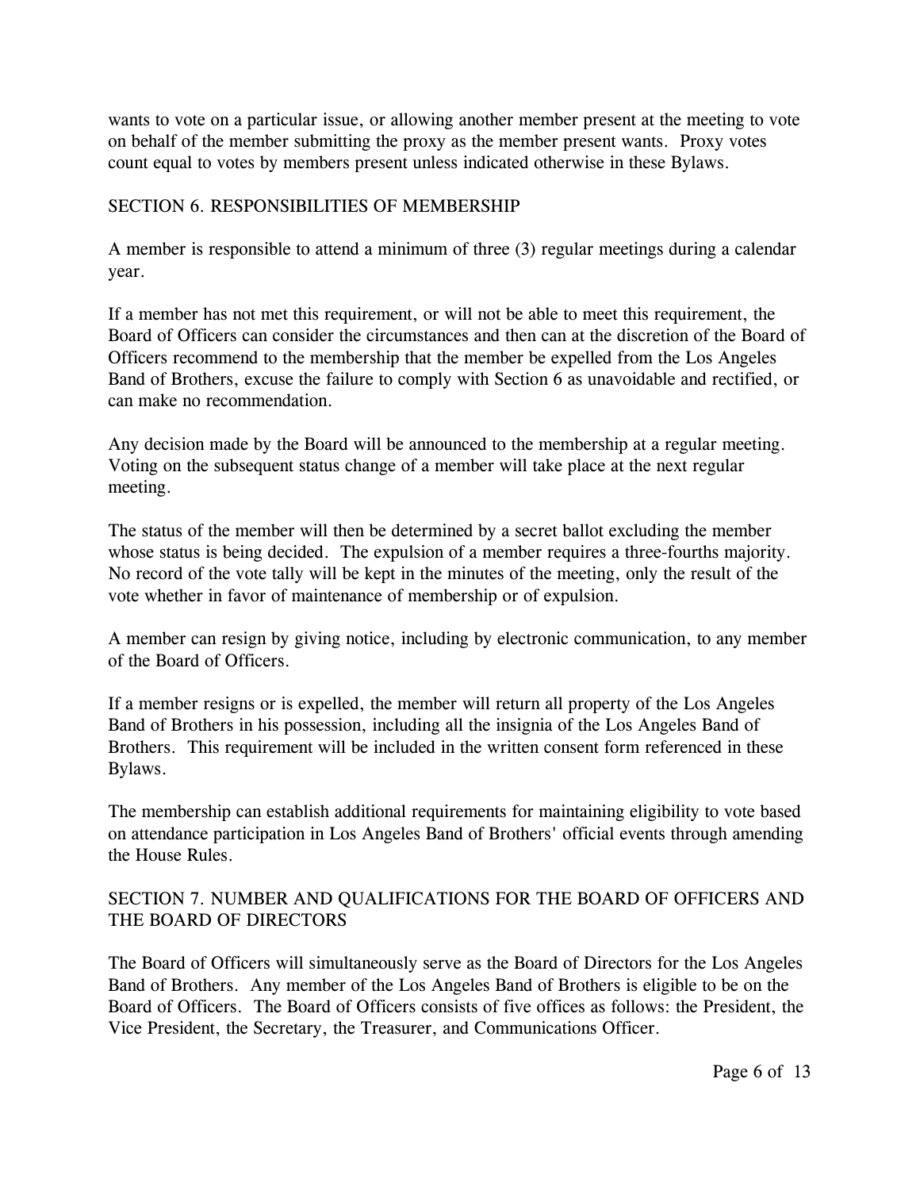wants to vote on a particular issue, or allowing another member present at the meeting to vote on behalf of the member submitting the proxy as the member present wants. Proxy votes count equal to votes by members present unless indicated otherwise in these Bylaws.

## SECTION 6. RESPONSIBILITIES OF MEMBERSHIP

A member is responsible to attend a minimum of three (3) regular meetings during a calendar year.

If a member has not met this requirement, or will not be able to meet this requirement, the Board of Officers can consider the circumstances and then can at the discretion of the Board of Officers recommend to the membership that the member be expelled from the Los Angeles Band of Brothers, excuse the failure to comply with Section 6 as unavoidable and rectified, or can make no recommendation.

Any decision made by the Board will be announced to the membership at a regular meeting. Voting on the subsequent status change of a member will take place at the next regular meeting.

The status of the member will then be determined by a secret ballot excluding the member whose status is being decided. The expulsion of a member requires a three-fourths majority. No record of the vote tally will be kept in the minutes of the meeting, only the result of the vote whether in favor of maintenance of membership or of expulsion.

A member can resign by giving notice, including by electronic communication, to any member of the Board of Officers.

If a member resigns or is expelled, the member will return all property of the Los Angeles Band of Brothers in his possession, including all the insignia of the Los Angeles Band of Brothers. This requirement will be included in the written consent form referenced in these Bylaws.

The membership can establish additional requirements for maintaining eligibility to vote based on attendance participation in Los Angeles Band of Brothers' official events through amending the House Rules.

## SECTION 7. NUMBER AND QUALIFICATIONS FOR THE BOARD OF OFFICERS AND THE BOARD OF DIRECTORS

The Board of Officers will simultaneously serve as the Board of Directors for the Los Angeles Band of Brothers. Any member of the Los Angeles Band of Brothers is eligible to be on the Board of Officers. The Board of Officers consists of five offices as follows: the President, the Vice President, the Secretary, the Treasurer, and Communications Officer.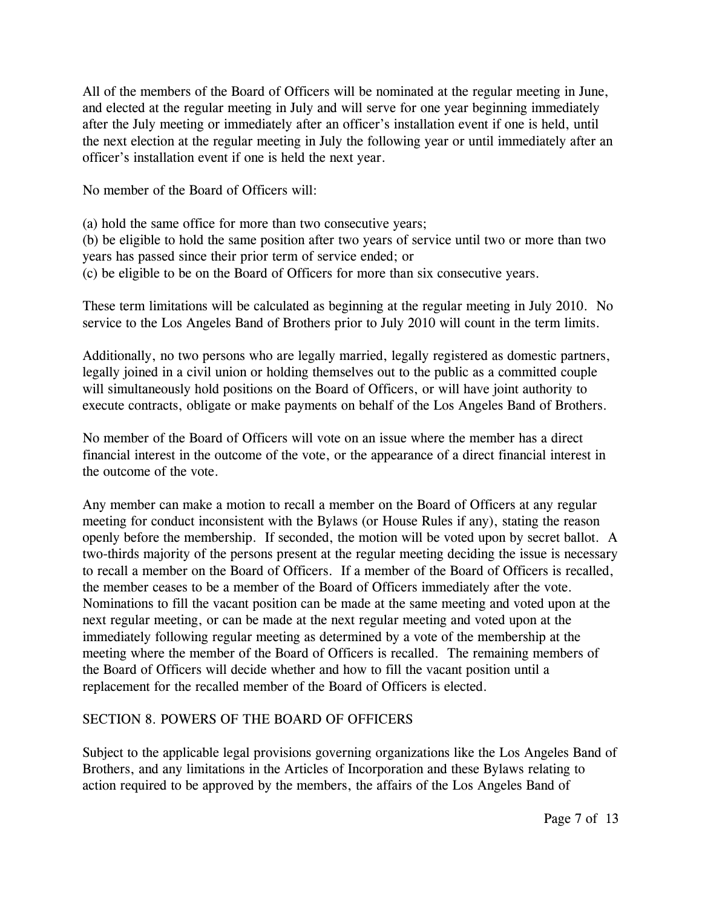All of the members of the Board of Officers will be nominated at the regular meeting in June, and elected at the regular meeting in July and will serve for one year beginning immediately after the July meeting or immediately after an officer's installation event if one is held, until the next election at the regular meeting in July the following year or until immediately after an officer's installation event if one is held the next year.

No member of the Board of Officers will:

(a) hold the same office for more than two consecutive years;
(b) be eligible to hold the same position after two years of service until two or more than two years has passed since their prior term of service ended; or
(c) be eligible to be on the Board of Officers for more than six consecutive years.

These term limitations will be calculated as beginning at the regular meeting in July 2010. No service to the Los Angeles Band of Brothers prior to July 2010 will count in the term limits.

Additionally, no two persons who are legally married, legally registered as domestic partners, legally joined in a civil union or holding themselves out to the public as a committed couple will simultaneously hold positions on the Board of Officers, or will have joint authority to execute contracts, obligate or make payments on behalf of the Los Angeles Band of Brothers.

No member of the Board of Officers will vote on an issue where the member has a direct financial interest in the outcome of the vote, or the appearance of a direct financial interest in the outcome of the vote.

Any member can make a motion to recall a member on the Board of Officers at any regular meeting for conduct inconsistent with the Bylaws (or House Rules if any), stating the reason openly before the membership. If seconded, the motion will be voted upon by secret ballot. A two-thirds majority of the persons present at the regular meeting deciding the issue is necessary to recall a member on the Board of Officers. If a member of the Board of Officers is recalled, the member ceases to be a member of the Board of Officers immediately after the vote. Nominations to fill the vacant position can be made at the same meeting and voted upon at the next regular meeting, or can be made at the next regular meeting and voted upon at the immediately following regular meeting as determined by a vote of the membership at the meeting where the member of the Board of Officers is recalled. The remaining members of the Board of Officers will decide whether and how to fill the vacant position until a replacement for the recalled member of the Board of Officers is elected.

## SECTION 8. POWERS OF THE BOARD OF OFFICERS

Subject to the applicable legal provisions governing organizations like the Los Angeles Band of Brothers, and any limitations in the Articles of Incorporation and these Bylaws relating to action required to be approved by the members, the affairs of the Los Angeles Band of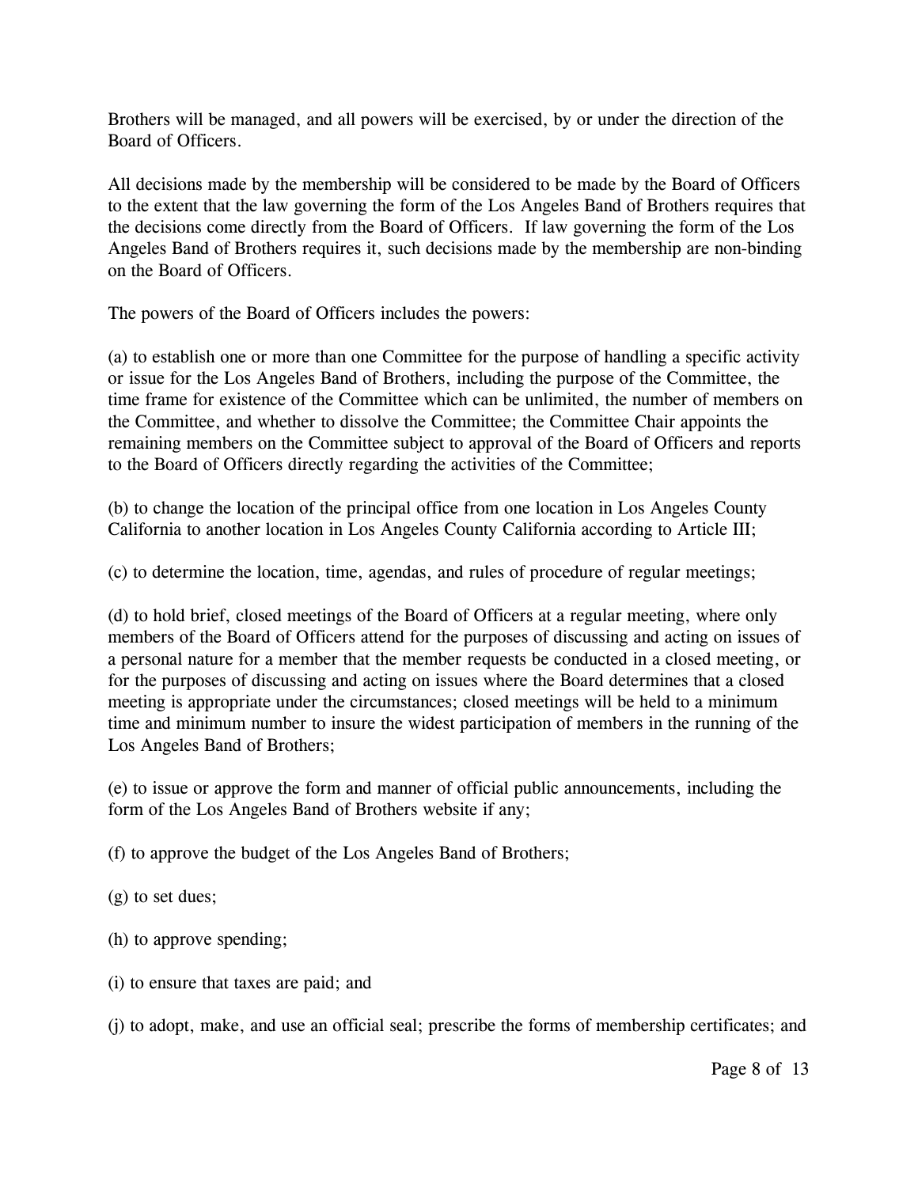Brothers will be managed, and all powers will be exercised, by or under the direction of the Board of Officers.

All decisions made by the membership will be considered to be made by the Board of Officers to the extent that the law governing the form of the Los Angeles Band of Brothers requires that the decisions come directly from the Board of Officers. If law governing the form of the Los Angeles Band of Brothers requires it, such decisions made by the membership are non-binding on the Board of Officers.

The powers of the Board of Officers includes the powers:

(a) to establish one or more than one Committee for the purpose of handling a specific activity or issue for the Los Angeles Band of Brothers, including the purpose of the Committee, the time frame for existence of the Committee which can be unlimited, the number of members on the Committee, and whether to dissolve the Committee; the Committee Chair appoints the remaining members on the Committee subject to approval of the Board of Officers and reports to the Board of Officers directly regarding the activities of the Committee;

(b) to change the location of the principal office from one location in Los Angeles County California to another location in Los Angeles County California according to Article III;

(c) to determine the location, time, agendas, and rules of procedure of regular meetings;

(d) to hold brief, closed meetings of the Board of Officers at a regular meeting, where only members of the Board of Officers attend for the purposes of discussing and acting on issues of a personal nature for a member that the member requests be conducted in a closed meeting, or for the purposes of discussing and acting on issues where the Board determines that a closed meeting is appropriate under the circumstances; closed meetings will be held to a minimum time and minimum number to insure the widest participation of members in the running of the Los Angeles Band of Brothers;

(e) to issue or approve the form and manner of official public announcements, including the form of the Los Angeles Band of Brothers website if any;

(f) to approve the budget of the Los Angeles Band of Brothers;

(g) to set dues;

(h) to approve spending;

(i) to ensure that taxes are paid; and

(j) to adopt, make, and use an official seal; prescribe the forms of membership certificates; and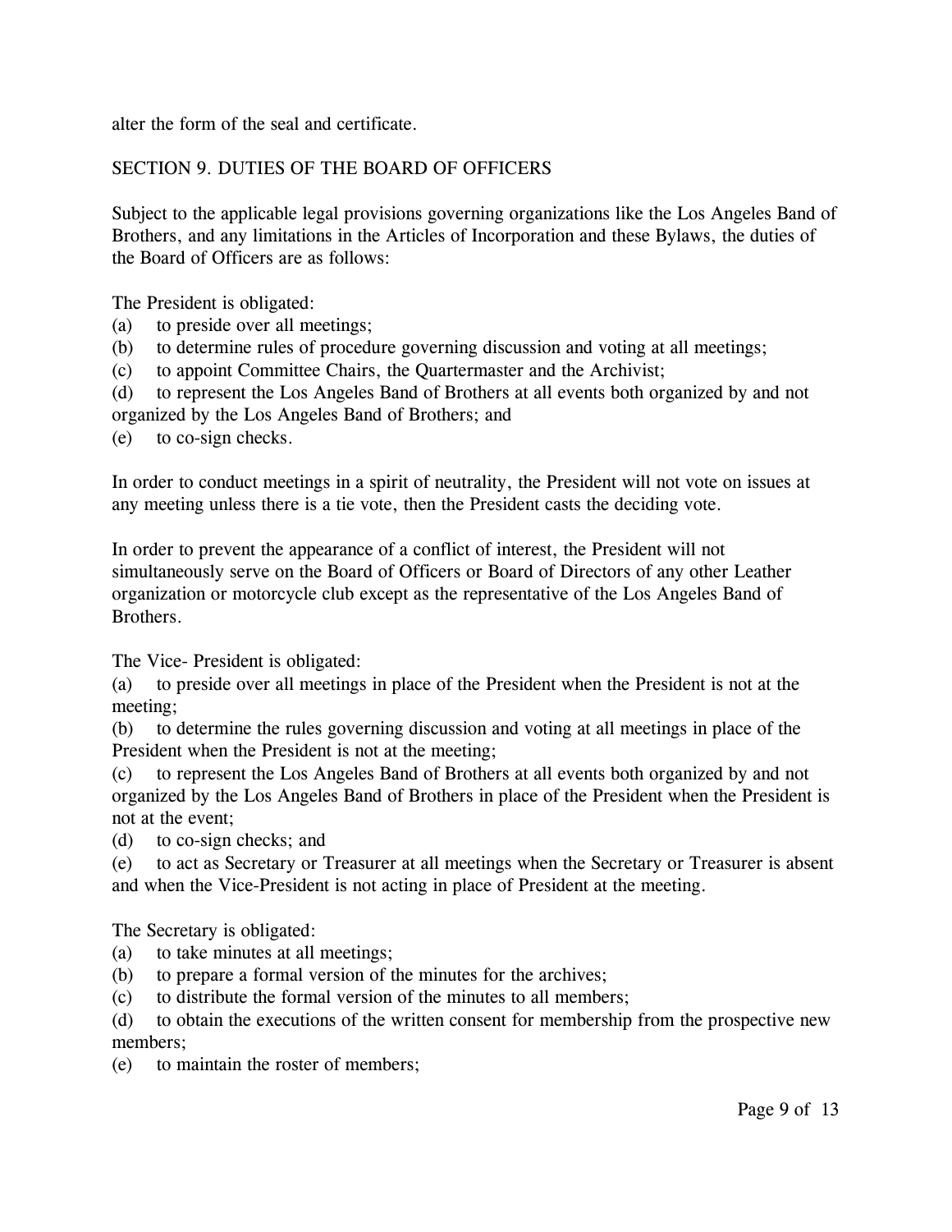alter the form of the seal and certificate.

## SECTION 9. DUTIES OF THE BOARD OF OFFICERS

Subject to the applicable legal provisions governing organizations like the Los Angeles Band of Brothers, and any limitations in the Articles of Incorporation and these Bylaws, the duties of the Board of Officers are as follows:

The President is obligated:

(a) to preside over all meetings;
(b) to determine rules of procedure governing discussion and voting at all meetings;
(c) to appoint Committee Chairs, the Quartermaster and the Archivist;
(d) to represent the Los Angeles Band of Brothers at all events both organized by and not organized by the Los Angeles Band of Brothers; and
(e) to co-sign checks.

In order to conduct meetings in a spirit of neutrality, the President will not vote on issues at any meeting unless there is a tie vote, then the President casts the deciding vote.

In order to prevent the appearance of a conflict of interest, the President will not simultaneously serve on the Board of Officers or Board of Directors of any other Leather organization or motorcycle club except as the representative of the Los Angeles Band of Brothers.

The Vice- President is obligated:

(a) to preside over all meetings in place of the President when the President is not at the meeting;
(b) to determine the rules governing discussion and voting at all meetings in place of the President when the President is not at the meeting;
(c) to represent the Los Angeles Band of Brothers at all events both organized by and not organized by the Los Angeles Band of Brothers in place of the President when the President is not at the event;
(d) to co-sign checks; and
(e) to act as Secretary or Treasurer at all meetings when the Secretary or Treasurer is absent and when the Vice-President is not acting in place of President at the meeting.

The Secretary is obligated:

(a) to take minutes at all meetings;
(b) to prepare a formal version of the minutes for the archives;
(c) to distribute the formal version of the minutes to all members;
(d) to obtain the executions of the written consent for membership from the prospective new members;
(e) to maintain the roster of members;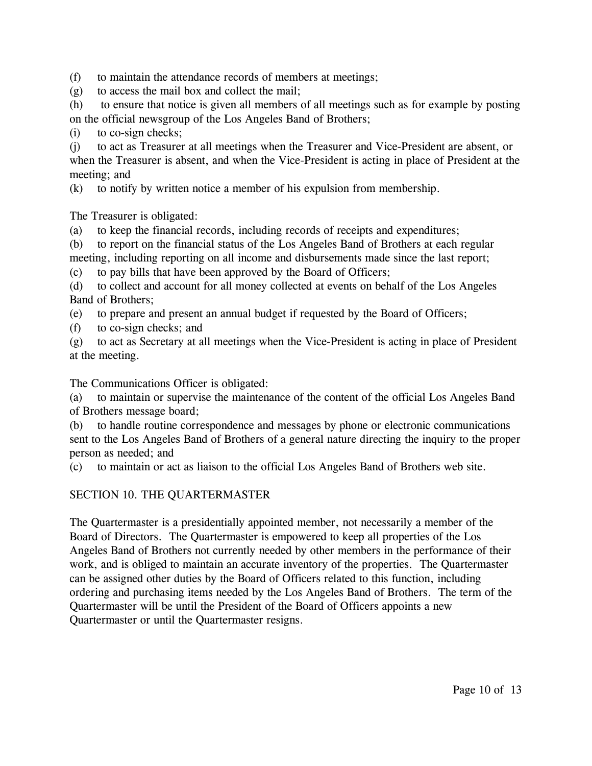(f) to maintain the attendance records of members at meetings;

(g) to access the mail box and collect the mail;

(h) to ensure that notice is given all members of all meetings such as for example by posting on the official newsgroup of the Los Angeles Band of Brothers;

(i) to co-sign checks;

(j) to act as Treasurer at all meetings when the Treasurer and Vice-President are absent, or when the Treasurer is absent, and when the Vice-President is acting in place of President at the meeting; and

(k) to notify by written notice a member of his expulsion from membership.

The Treasurer is obligated:

(a) to keep the financial records, including records of receipts and expenditures;

(b) to report on the financial status of the Los Angeles Band of Brothers at each regular meeting, including reporting on all income and disbursements made since the last report;

(c) to pay bills that have been approved by the Board of Officers;

(d) to collect and account for all money collected at events on behalf of the Los Angeles Band of Brothers;

(e) to prepare and present an annual budget if requested by the Board of Officers;

(f) to co-sign checks; and

(g) to act as Secretary at all meetings when the Vice-President is acting in place of President at the meeting.

The Communications Officer is obligated:

(a) to maintain or supervise the maintenance of the content of the official Los Angeles Band of Brothers message board;

(b) to handle routine correspondence and messages by phone or electronic communications sent to the Los Angeles Band of Brothers of a general nature directing the inquiry to the proper person as needed; and

(c) to maintain or act as liaison to the official Los Angeles Band of Brothers web site.

## SECTION 10. THE QUARTERMASTER

The Quartermaster is a presidentially appointed member, not necessarily a member of the Board of Directors. The Quartermaster is empowered to keep all properties of the Los Angeles Band of Brothers not currently needed by other members in the performance of their work, and is obliged to maintain an accurate inventory of the properties. The Quartermaster can be assigned other duties by the Board of Officers related to this function, including ordering and purchasing items needed by the Los Angeles Band of Brothers. The term of the Quartermaster will be until the President of the Board of Officers appoints a new Quartermaster or until the Quartermaster resigns.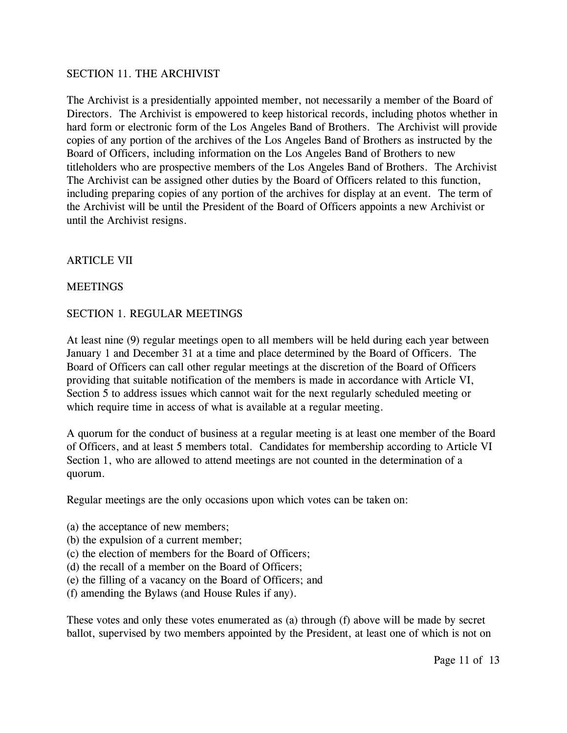SECTION 11. THE ARCHIVIST

The Archivist is a presidentially appointed member, not necessarily a member of the Board of Directors. The Archivist is empowered to keep historical records, including photos whether in hard form or electronic form of the Los Angeles Band of Brothers. The Archivist will provide copies of any portion of the archives of the Los Angeles Band of Brothers as instructed by the Board of Officers, including information on the Los Angeles Band of Brothers to new titleholders who are prospective members of the Los Angeles Band of Brothers. The Archivist The Archivist can be assigned other duties by the Board of Officers related to this function, including preparing copies of any portion of the archives for display at an event. The term of the Archivist will be until the President of the Board of Officers appoints a new Archivist or until the Archivist resigns.

ARTICLE VII

MEETINGS

SECTION 1. REGULAR MEETINGS

At least nine (9) regular meetings open to all members will be held during each year between January 1 and December 31 at a time and place determined by the Board of Officers. The Board of Officers can call other regular meetings at the discretion of the Board of Officers providing that suitable notification of the members is made in accordance with Article VI, Section 5 to address issues which cannot wait for the next regularly scheduled meeting or which require time in access of what is available at a regular meeting.

A quorum for the conduct of business at a regular meeting is at least one member of the Board of Officers, and at least 5 members total. Candidates for membership according to Article VI Section 1, who are allowed to attend meetings are not counted in the determination of a quorum.

Regular meetings are the only occasions upon which votes can be taken on:

(a) the acceptance of new members;
(b) the expulsion of a current member;
(c) the election of members for the Board of Officers;
(d) the recall of a member on the Board of Officers;
(e) the filling of a vacancy on the Board of Officers; and
(f) amending the Bylaws (and House Rules if any).

These votes and only these votes enumerated as (a) through (f) above will be made by secret ballot, supervised by two members appointed by the President, at least one of which is not on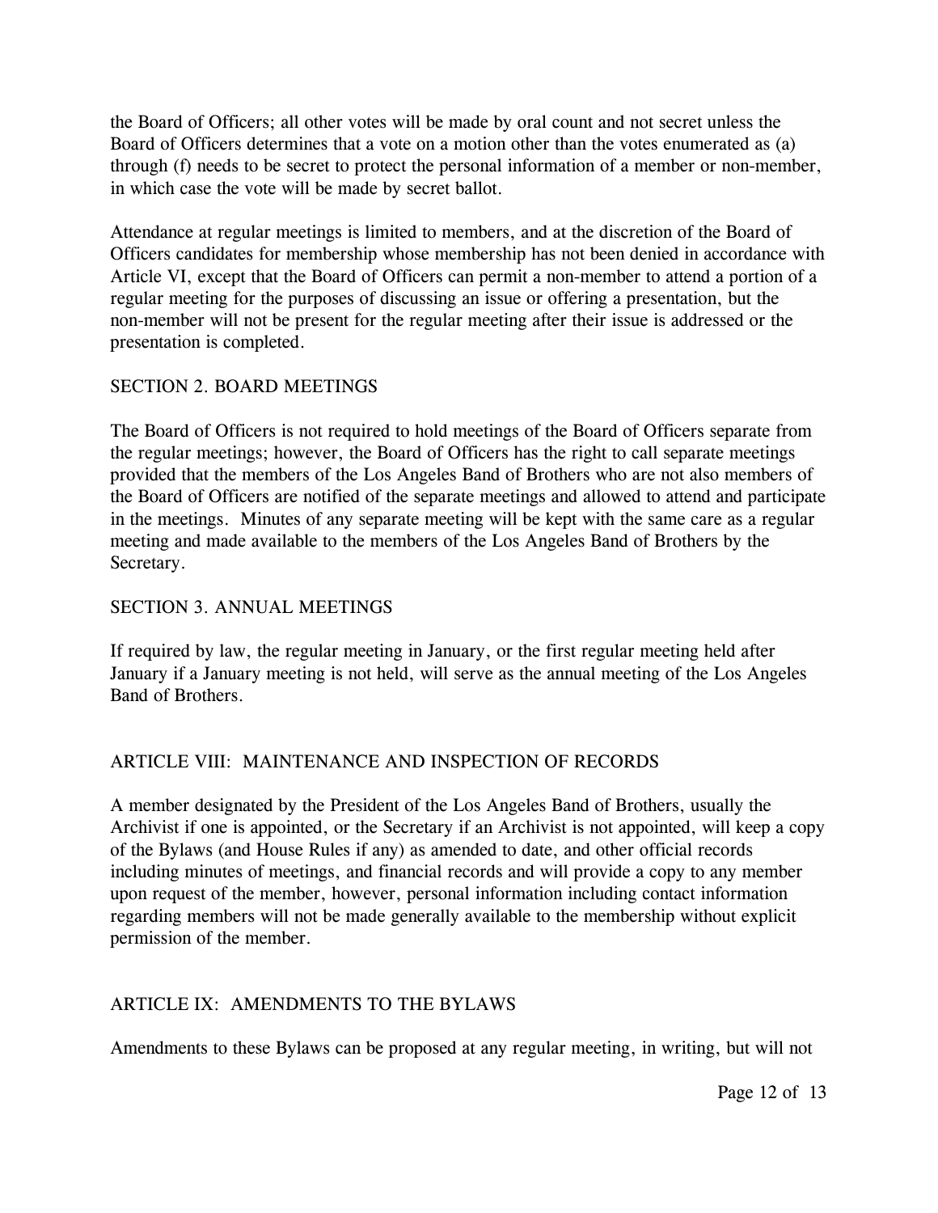the Board of Officers; all other votes will be made by oral count and not secret unless the Board of Officers determines that a vote on a motion other than the votes enumerated as (a) through (f) needs to be secret to protect the personal information of a member or non-member, in which case the vote will be made by secret ballot.

Attendance at regular meetings is limited to members, and at the discretion of the Board of Officers candidates for membership whose membership has not been denied in accordance with Article VI, except that the Board of Officers can permit a non-member to attend a portion of a regular meeting for the purposes of discussing an issue or offering a presentation, but the non-member will not be present for the regular meeting after their issue is addressed or the presentation is completed.

### SECTION 2. BOARD MEETINGS

The Board of Officers is not required to hold meetings of the Board of Officers separate from the regular meetings; however, the Board of Officers has the right to call separate meetings provided that the members of the Los Angeles Band of Brothers who are not also members of the Board of Officers are notified of the separate meetings and allowed to attend and participate in the meetings. Minutes of any separate meeting will be kept with the same care as a regular meeting and made available to the members of the Los Angeles Band of Brothers by the Secretary.

### SECTION 3. ANNUAL MEETINGS

If required by law, the regular meeting in January, or the first regular meeting held after January if a January meeting is not held, will serve as the annual meeting of the Los Angeles Band of Brothers.

## ARTICLE VIII: MAINTENANCE AND INSPECTION OF RECORDS

A member designated by the President of the Los Angeles Band of Brothers, usually the Archivist if one is appointed, or the Secretary if an Archivist is not appointed, will keep a copy of the Bylaws (and House Rules if any) as amended to date, and other official records including minutes of meetings, and financial records and will provide a copy to any member upon request of the member, however, personal information including contact information regarding members will not be made generally available to the membership without explicit permission of the member.

## ARTICLE IX: AMENDMENTS TO THE BYLAWS

Amendments to these Bylaws can be proposed at any regular meeting, in writing, but will not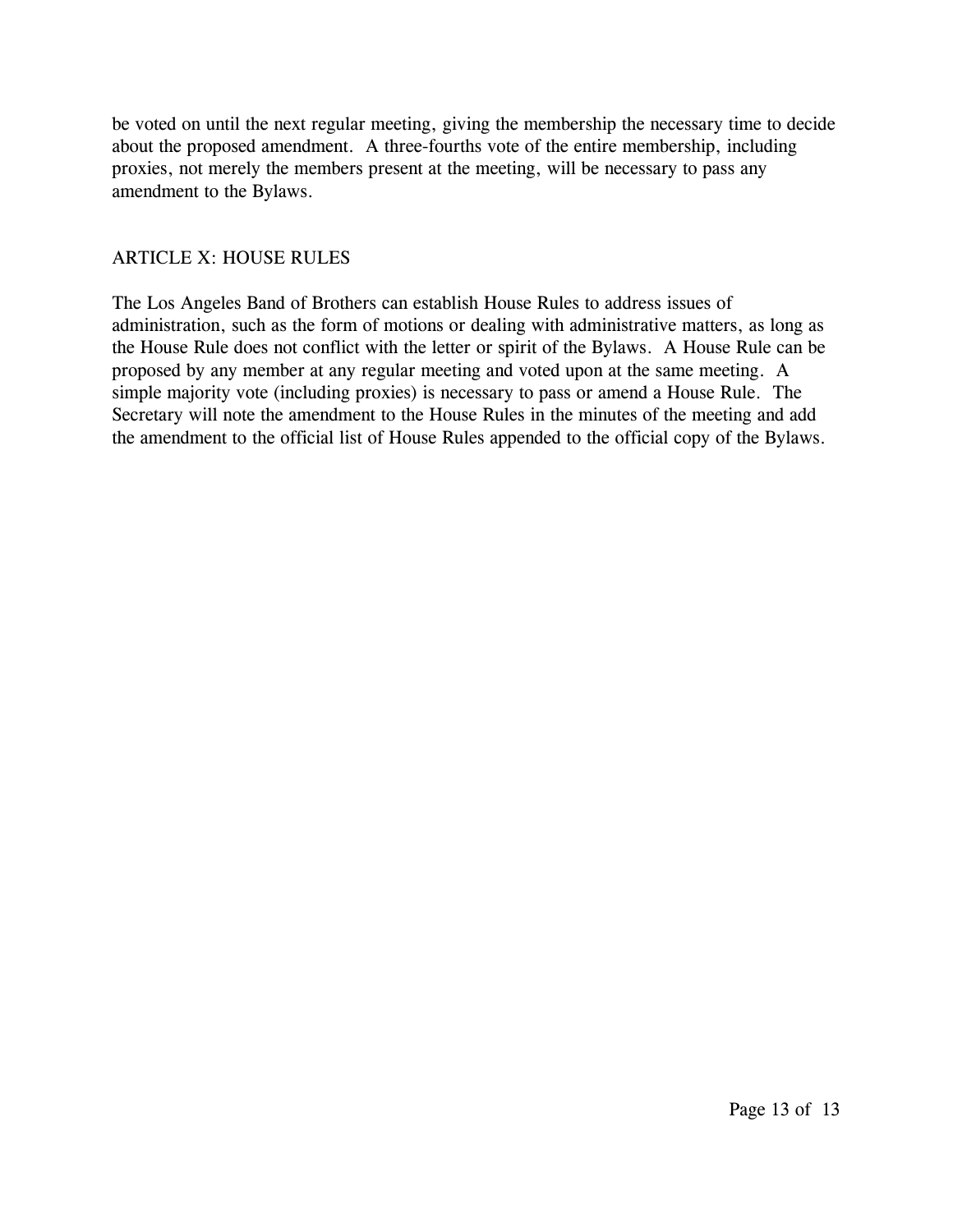be voted on until the next regular meeting, giving the membership the necessary time to decide about the proposed amendment. A three-fourths vote of the entire membership, including proxies, not merely the members present at the meeting, will be necessary to pass any amendment to the Bylaws.

## ARTICLE X: HOUSE RULES

The Los Angeles Band of Brothers can establish House Rules to address issues of administration, such as the form of motions or dealing with administrative matters, as long as the House Rule does not conflict with the letter or spirit of the Bylaws. A House Rule can be proposed by any member at any regular meeting and voted upon at the same meeting. A simple majority vote (including proxies) is necessary to pass or amend a House Rule. The Secretary will note the amendment to the House Rules in the minutes of the meeting and add the amendment to the official list of House Rules appended to the official copy of the Bylaws.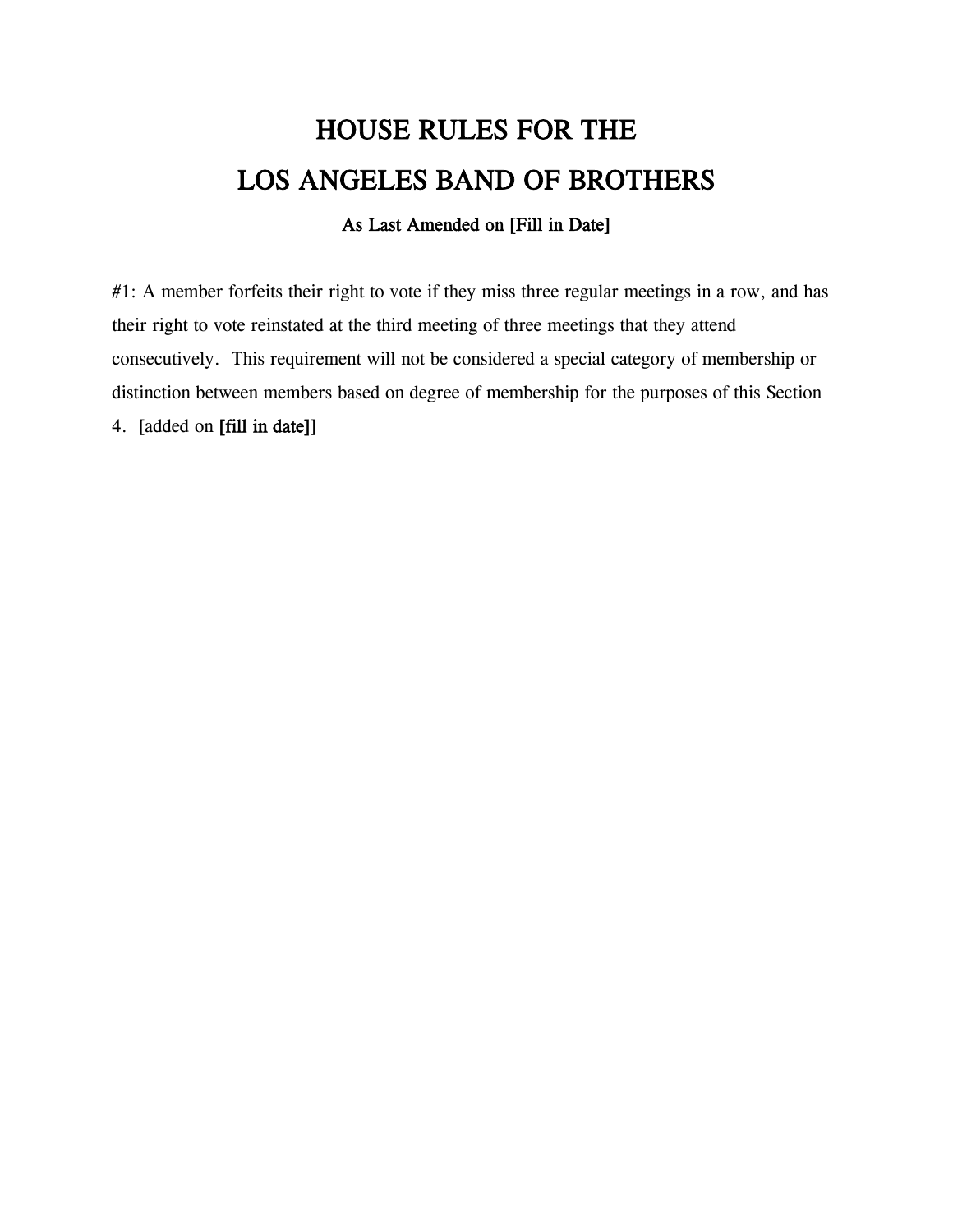# HOUSE RULES FOR THE LOS ANGELES BAND OF BROTHERS

**As Last Amended on [Fill in Date]**

#1: A member forfeits their right to vote if they miss three regular meetings in a row, and has their right to vote reinstated at the third meeting of three meetings that they attend consecutively. This requirement will not be considered a special category of membership or distinction between members based on degree of membership for the purposes of this Section 4. [added on **[fill in date]**]